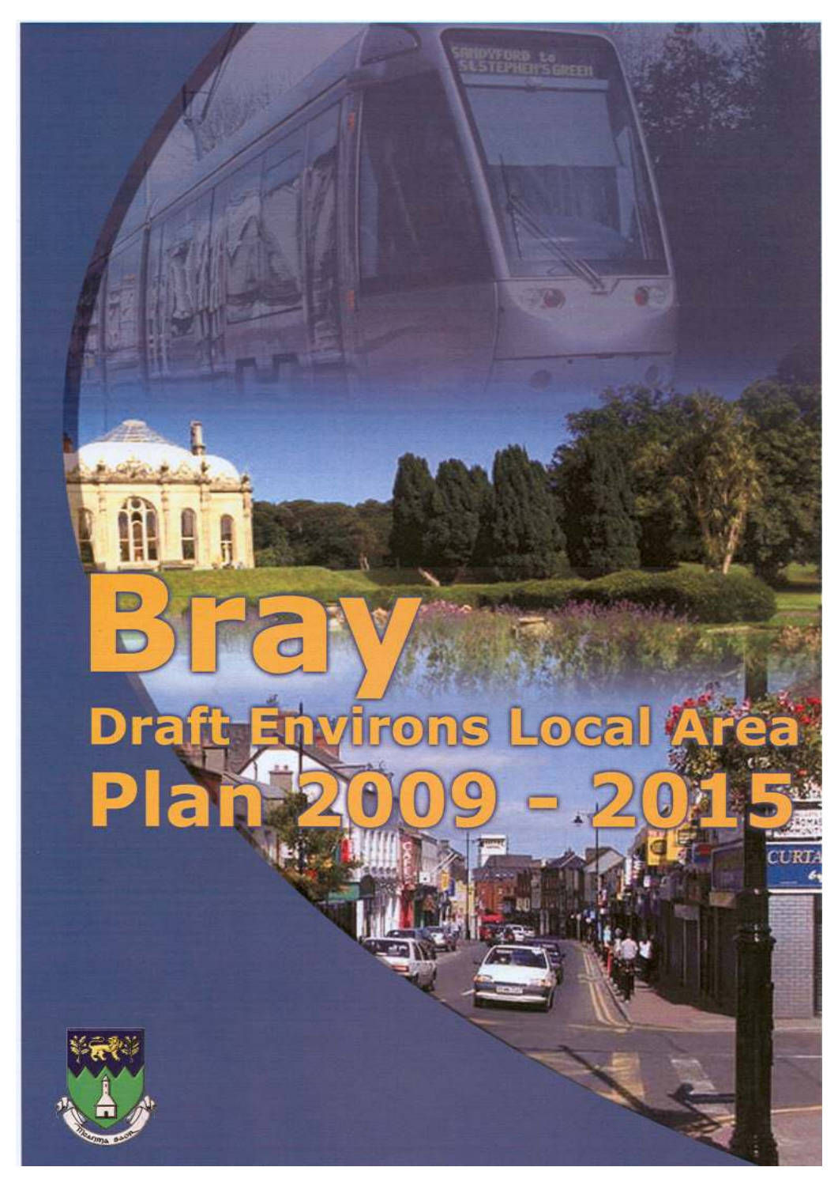# Bray

## Draft Environs Local Area Plan 2009 - 2015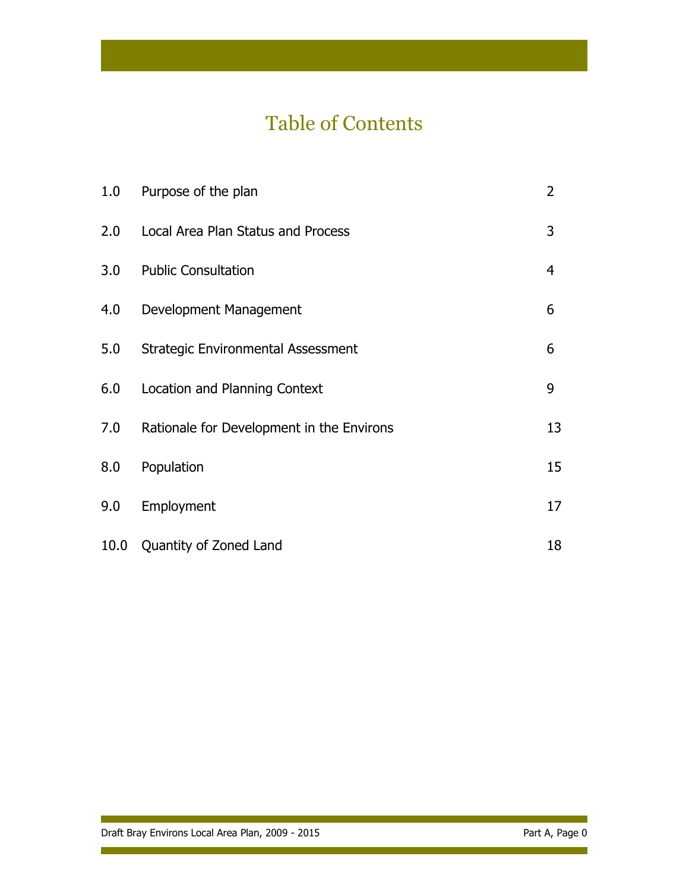# Table of Contents

| | | |
|---|---|---|
| 1.0 | Purpose of the plan | 2 |
| 2.0 | Local Area Plan Status and Process | 3 |
| 3.0 | Public Consultation | 4 |
| 4.0 | Development Management | 6 |
| 5.0 | Strategic Environmental Assessment | 6 |
| 6.0 | Location and Planning Context | 9 |
| 7.0 | Rationale for Development in the Environs | 13 |
| 8.0 | Population | 15 |
| 9.0 | Employment | 17 |
| 10.0 | Quantity of Zoned Land | 18 |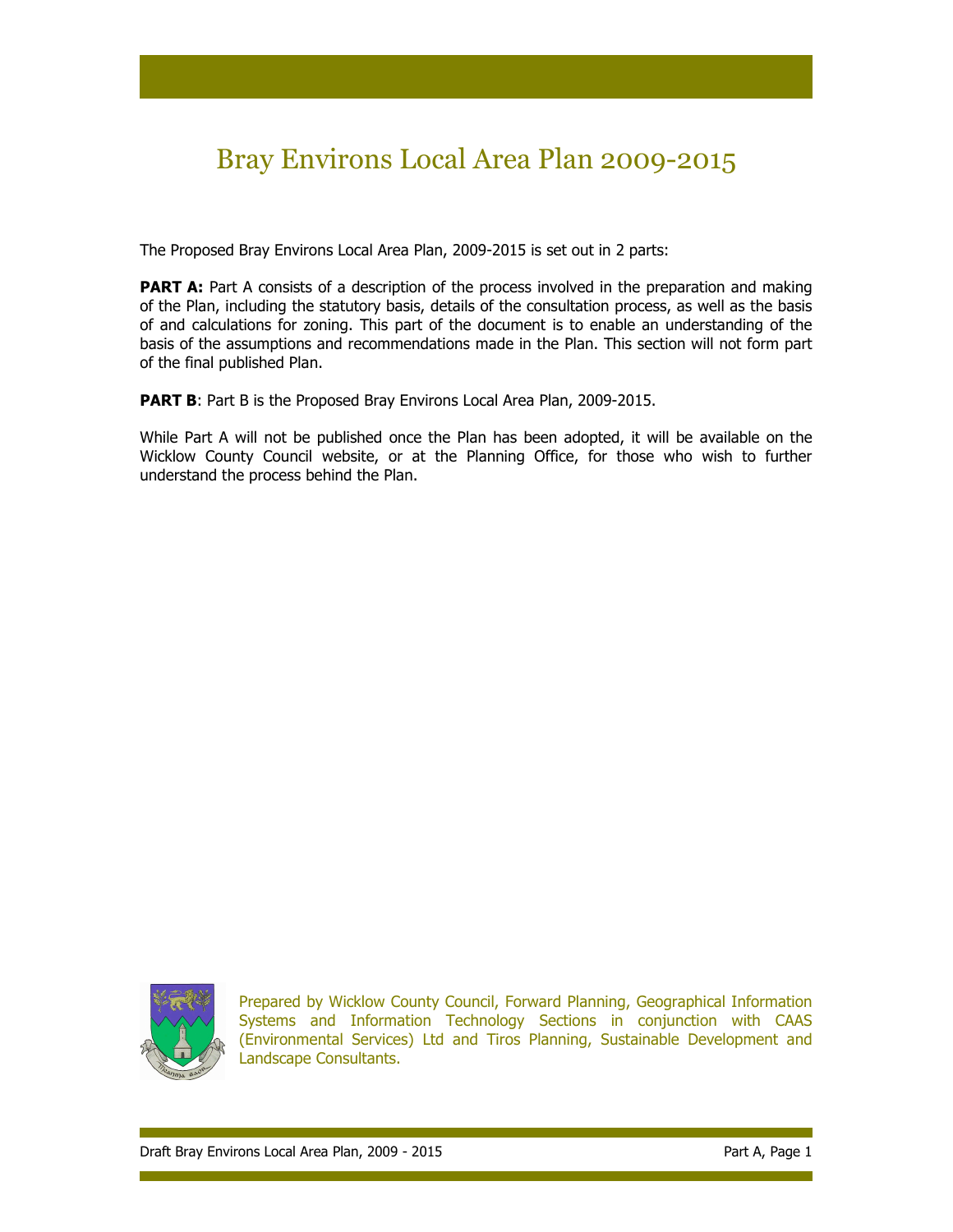# Bray Environs Local Area Plan 2009-2015

The Proposed Bray Environs Local Area Plan, 2009-2015 is set out in 2 parts:

**PART A:** Part A consists of a description of the process involved in the preparation and making of the Plan, including the statutory basis, details of the consultation process, as well as the basis of and calculations for zoning. This part of the document is to enable an understanding of the basis of the assumptions and recommendations made in the Plan. This section will not form part of the final published Plan.

**PART B**: Part B is the Proposed Bray Environs Local Area Plan, 2009-2015.

While Part A will not be published once the Plan has been adopted, it will be available on the Wicklow County Council website, or at the Planning Office, for those who wish to further understand the process behind the Plan.

Prepared by Wicklow County Council, Forward Planning, Geographical Information Systems and Information Technology Sections in conjunction with CAAS (Environmental Services) Ltd and Tiros Planning, Sustainable Development and Landscape Consultants.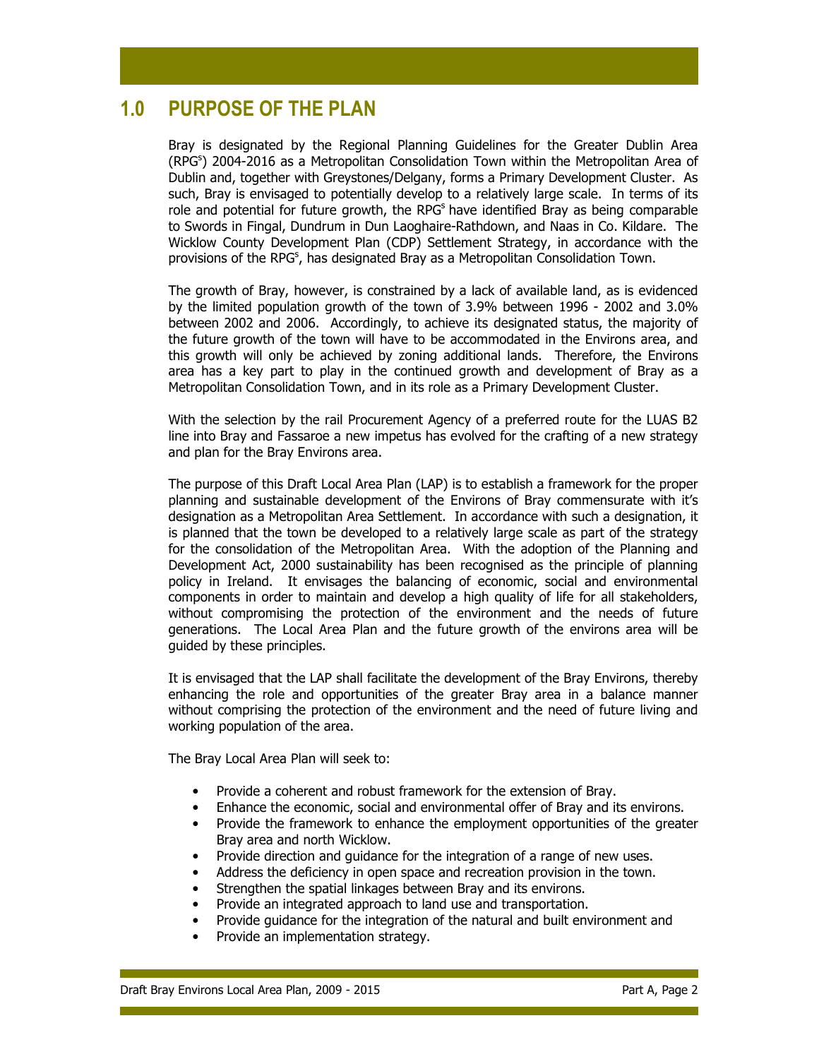## 1.0 PURPOSE OF THE PLAN

Bray is designated by the Regional Planning Guidelines for the Greater Dublin Area (RPG[s]) 2004-2016 as a Metropolitan Consolidation Town within the Metropolitan Area of Dublin and, together with Greystones/Delgany, forms a Primary Development Cluster. As such, Bray is envisaged to potentially develop to a relatively large scale. In terms of its role and potential for future growth, the RPG[s] have identified Bray as being comparable to Swords in Fingal, Dundrum in Dun Laoghaire-Rathdown, and Naas in Co. Kildare. The Wicklow County Development Plan (CDP) Settlement Strategy, in accordance with the provisions of the RPG[s], has designated Bray as a Metropolitan Consolidation Town.

The growth of Bray, however, is constrained by a lack of available land, as is evidenced by the limited population growth of the town of 3.9% between 1996 - 2002 and 3.0% between 2002 and 2006. Accordingly, to achieve its designated status, the majority of the future growth of the town will have to be accommodated in the Environs area, and this growth will only be achieved by zoning additional lands. Therefore, the Environs area has a key part to play in the continued growth and development of Bray as a Metropolitan Consolidation Town, and in its role as a Primary Development Cluster.

With the selection by the rail Procurement Agency of a preferred route for the LUAS B2 line into Bray and Fassaroe a new impetus has evolved for the crafting of a new strategy and plan for the Bray Environs area.

The purpose of this Draft Local Area Plan (LAP) is to establish a framework for the proper planning and sustainable development of the Environs of Bray commensurate with it's designation as a Metropolitan Area Settlement. In accordance with such a designation, it is planned that the town be developed to a relatively large scale as part of the strategy for the consolidation of the Metropolitan Area. With the adoption of the Planning and Development Act, 2000 sustainability has been recognised as the principle of planning policy in Ireland. It envisages the balancing of economic, social and environmental components in order to maintain and develop a high quality of life for all stakeholders, without compromising the protection of the environment and the needs of future generations. The Local Area Plan and the future growth of the environs area will be guided by these principles.

It is envisaged that the LAP shall facilitate the development of the Bray Environs, thereby enhancing the role and opportunities of the greater Bray area in a balance manner without comprising the protection of the environment and the need of future living and working population of the area.

The Bray Local Area Plan will seek to:

- Provide a coherent and robust framework for the extension of Bray.
- Enhance the economic, social and environmental offer of Bray and its environs.
- Provide the framework to enhance the employment opportunities of the greater Bray area and north Wicklow.
- Provide direction and guidance for the integration of a range of new uses.
- Address the deficiency in open space and recreation provision in the town.
- Strengthen the spatial linkages between Bray and its environs.
- Provide an integrated approach to land use and transportation.
- Provide guidance for the integration of the natural and built environment and
- Provide an implementation strategy.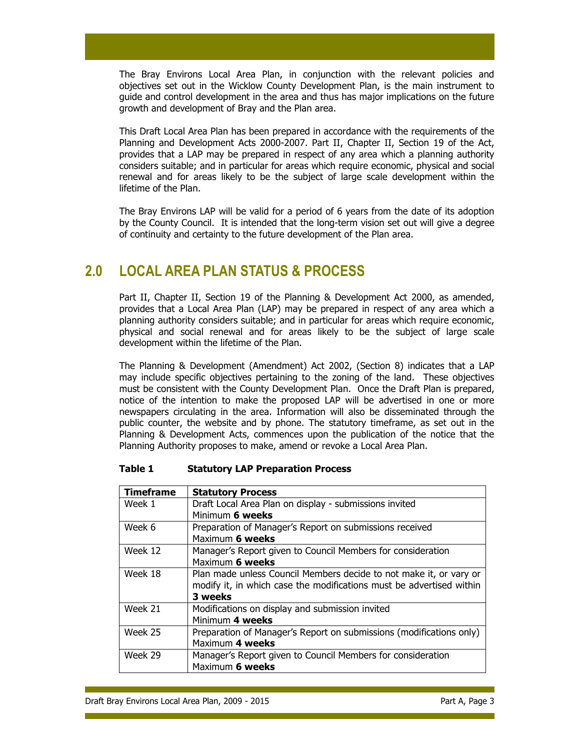The Bray Environs Local Area Plan, in conjunction with the relevant policies and objectives set out in the Wicklow County Development Plan, is the main instrument to guide and control development in the area and thus has major implications on the future growth and development of Bray and the Plan area.

This Draft Local Area Plan has been prepared in accordance with the requirements of the Planning and Development Acts 2000-2007. Part II, Chapter II, Section 19 of the Act, provides that a LAP may be prepared in respect of any area which a planning authority considers suitable; and in particular for areas which require economic, physical and social renewal and for areas likely to be the subject of large scale development within the lifetime of the Plan.

The Bray Environs LAP will be valid for a period of 6 years from the date of its adoption by the County Council. It is intended that the long-term vision set out will give a degree of continuity and certainty to the future development of the Plan area.

## 2.0 LOCAL AREA PLAN STATUS & PROCESS

Part II, Chapter II, Section 19 of the Planning & Development Act 2000, as amended, provides that a Local Area Plan (LAP) may be prepared in respect of any area which a planning authority considers suitable; and in particular for areas which require economic, physical and social renewal and for areas likely to be the subject of large scale development within the lifetime of the Plan.

The Planning & Development (Amendment) Act 2002, (Section 8) indicates that a LAP may include specific objectives pertaining to the zoning of the land. These objectives must be consistent with the County Development Plan. Once the Draft Plan is prepared, notice of the intention to make the proposed LAP will be advertised in one or more newspapers circulating in the area. Information will also be disseminated through the public counter, the website and by phone. The statutory timeframe, as set out in the Planning & Development Acts, commences upon the publication of the notice that the Planning Authority proposes to make, amend or revoke a Local Area Plan.

**Table 1 Statutory LAP Preparation Process**

| Timeframe | Statutory Process |
|---|---|
| Week 1 | Draft Local Area Plan on display - submissions invited<br>Minimum **6 weeks** |
| Week 6 | Preparation of Manager's Report on submissions received<br>Maximum **6 weeks** |
| Week 12 | Manager's Report given to Council Members for consideration<br>Maximum **6 weeks** |
| Week 18 | Plan made unless Council Members decide to not make it, or vary or modify it, in which case the modifications must be advertised within **3 weeks** |
| Week 21 | Modifications on display and submission invited<br>Minimum **4 weeks** |
| Week 25 | Preparation of Manager's Report on submissions (modifications only)<br>Maximum **4 weeks** |
| Week 29 | Manager's Report given to Council Members for consideration<br>Maximum **6 weeks** |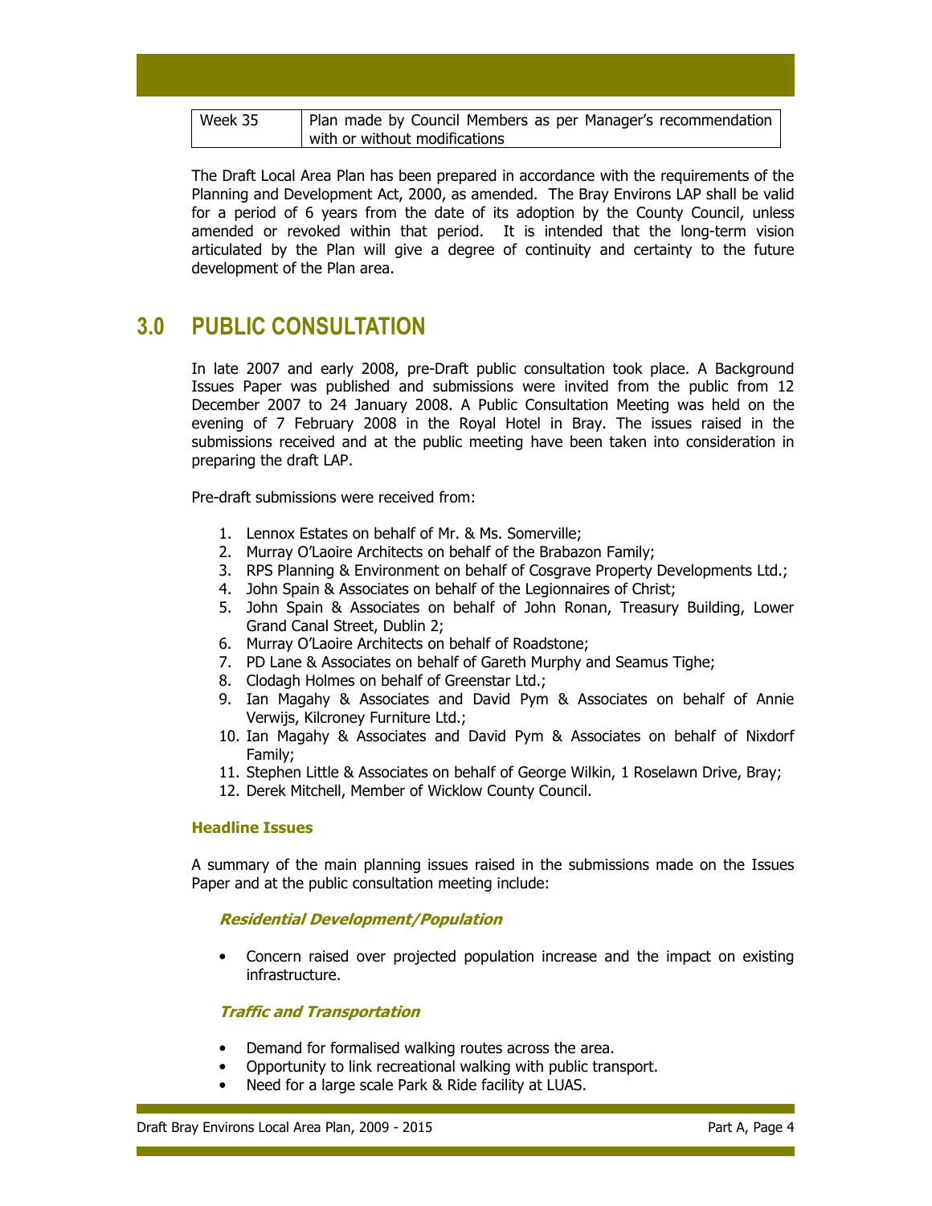| Week 35 | Plan made by Council Members as per Manager's recommendation with or without modifications |
|---|---|

The Draft Local Area Plan has been prepared in accordance with the requirements of the Planning and Development Act, 2000, as amended. The Bray Environs LAP shall be valid for a period of 6 years from the date of its adoption by the County Council, unless amended or revoked within that period. It is intended that the long-term vision articulated by the Plan will give a degree of continuity and certainty to the future development of the Plan area.

## 3.0 PUBLIC CONSULTATION

In late 2007 and early 2008, pre-Draft public consultation took place. A Background Issues Paper was published and submissions were invited from the public from 12 December 2007 to 24 January 2008. A Public Consultation Meeting was held on the evening of 7 February 2008 in the Royal Hotel in Bray. The issues raised in the submissions received and at the public meeting have been taken into consideration in preparing the draft LAP.

Pre-draft submissions were received from:

1. Lennox Estates on behalf of Mr. & Ms. Somerville;
2. Murray O'Laoire Architects on behalf of the Brabazon Family;
3. RPS Planning & Environment on behalf of Cosgrave Property Developments Ltd.;
4. John Spain & Associates on behalf of the Legionnaires of Christ;
5. John Spain & Associates on behalf of John Ronan, Treasury Building, Lower Grand Canal Street, Dublin 2;
6. Murray O'Laoire Architects on behalf of Roadstone;
7. PD Lane & Associates on behalf of Gareth Murphy and Seamus Tighe;
8. Clodagh Holmes on behalf of Greenstar Ltd.;
9. Ian Magahy & Associates and David Pym & Associates on behalf of Annie Verwijs, Kilcroney Furniture Ltd.;
10. Ian Magahy & Associates and David Pym & Associates on behalf of Nixdorf Family;
11. Stephen Little & Associates on behalf of George Wilkin, 1 Roselawn Drive, Bray;
12. Derek Mitchell, Member of Wicklow County Council.

### Headline Issues

A summary of the main planning issues raised in the submissions made on the Issues Paper and at the public consultation meeting include:

#### *Residential Development/Population*

- Concern raised over projected population increase and the impact on existing infrastructure.

#### *Traffic and Transportation*

- Demand for formalised walking routes across the area.
- Opportunity to link recreational walking with public transport.
- Need for a large scale Park & Ride facility at LUAS.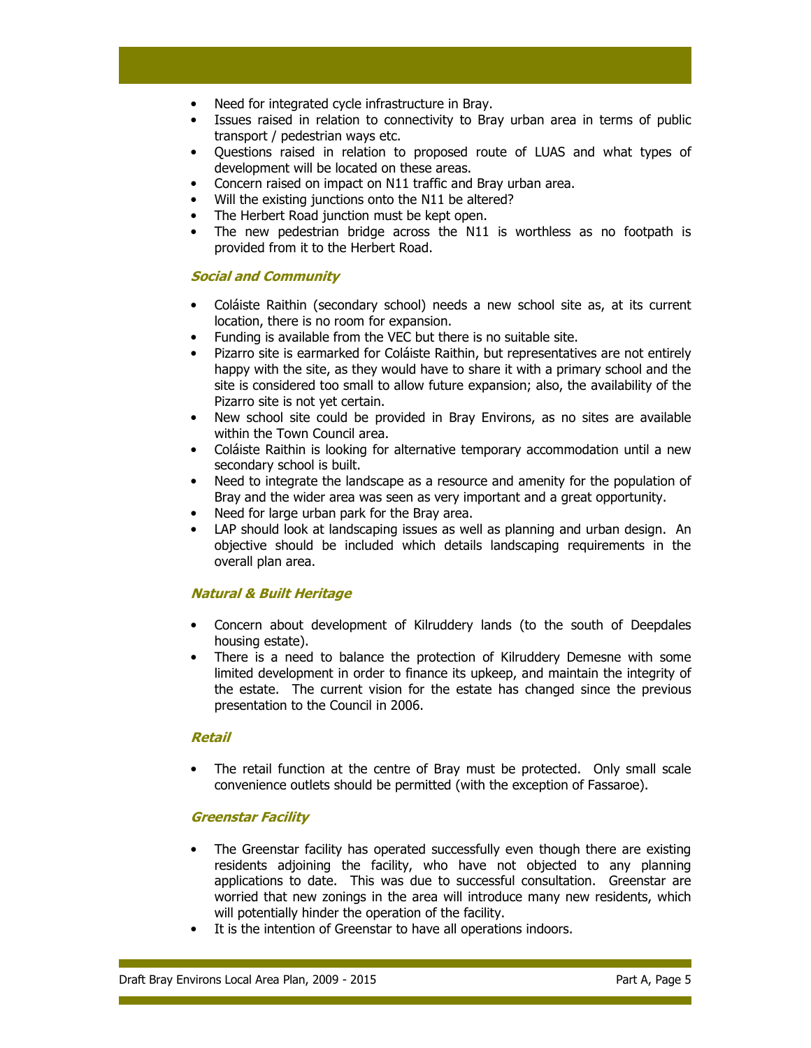- Need for integrated cycle infrastructure in Bray.
- Issues raised in relation to connectivity to Bray urban area in terms of public transport / pedestrian ways etc.
- Questions raised in relation to proposed route of LUAS and what types of development will be located on these areas.
- Concern raised on impact on N11 traffic and Bray urban area.
- Will the existing junctions onto the N11 be altered?
- The Herbert Road junction must be kept open.
- The new pedestrian bridge across the N11 is worthless as no footpath is provided from it to the Herbert Road.

***Social and Community***

- Coláiste Raithin (secondary school) needs a new school site as, at its current location, there is no room for expansion.
- Funding is available from the VEC but there is no suitable site.
- Pizarro site is earmarked for Coláiste Raithin, but representatives are not entirely happy with the site, as they would have to share it with a primary school and the site is considered too small to allow future expansion; also, the availability of the Pizarro site is not yet certain.
- New school site could be provided in Bray Environs, as no sites are available within the Town Council area.
- Coláiste Raithin is looking for alternative temporary accommodation until a new secondary school is built.
- Need to integrate the landscape as a resource and amenity for the population of Bray and the wider area was seen as very important and a great opportunity.
- Need for large urban park for the Bray area.
- LAP should look at landscaping issues as well as planning and urban design. An objective should be included which details landscaping requirements in the overall plan area.

***Natural & Built Heritage***

- Concern about development of Kilruddery lands (to the south of Deepdales housing estate).
- There is a need to balance the protection of Kilruddery Demesne with some limited development in order to finance its upkeep, and maintain the integrity of the estate. The current vision for the estate has changed since the previous presentation to the Council in 2006.

***Retail***

- The retail function at the centre of Bray must be protected. Only small scale convenience outlets should be permitted (with the exception of Fassaroe).

***Greenstar Facility***

- The Greenstar facility has operated successfully even though there are existing residents adjoining the facility, who have not objected to any planning applications to date. This was due to successful consultation. Greenstar are worried that new zonings in the area will introduce many new residents, which will potentially hinder the operation of the facility.
- It is the intention of Greenstar to have all operations indoors.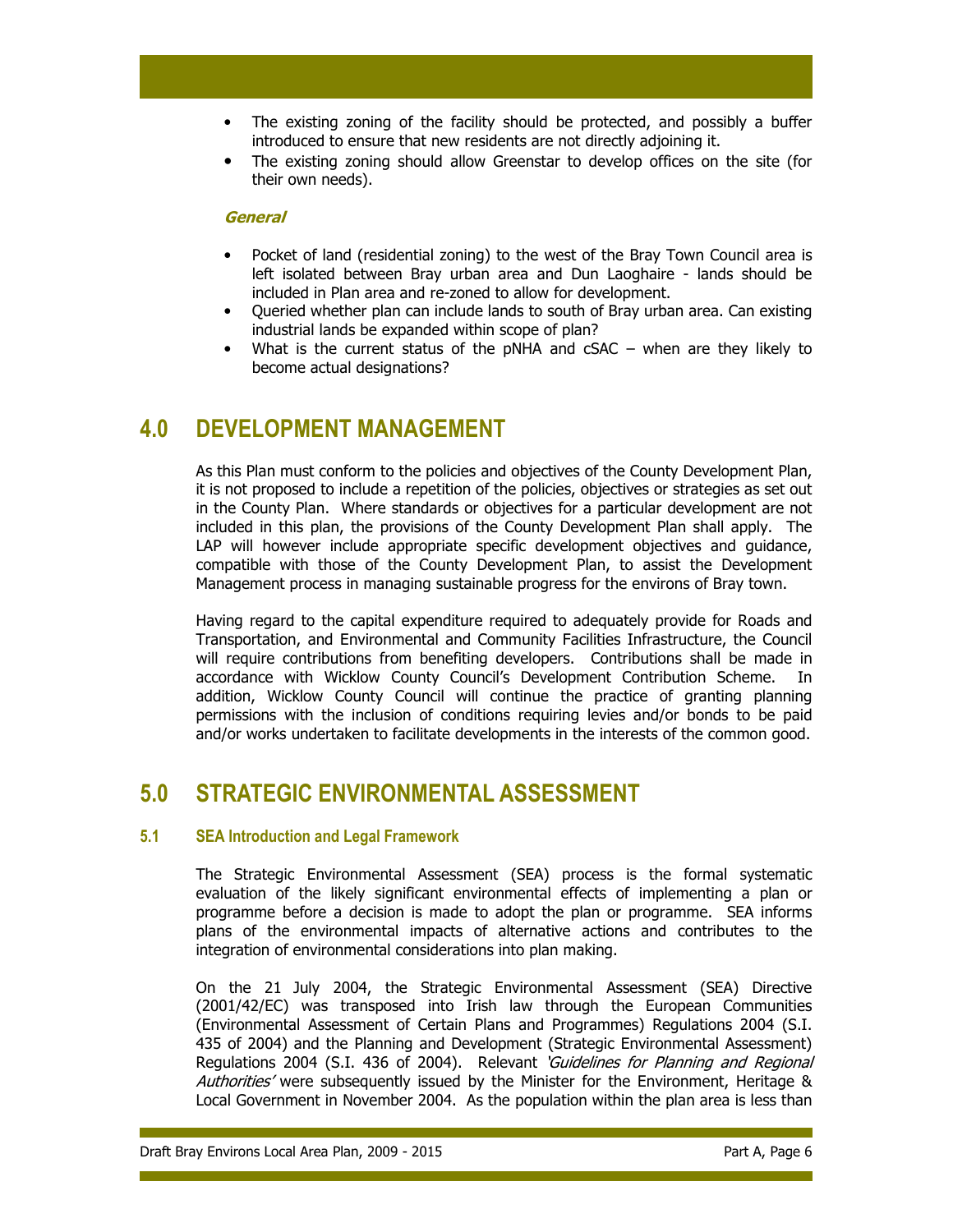- The existing zoning of the facility should be protected, and possibly a buffer introduced to ensure that new residents are not directly adjoining it.
- The existing zoning should allow Greenstar to develop offices on the site (for their own needs).

***General***

- Pocket of land (residential zoning) to the west of the Bray Town Council area is left isolated between Bray urban area and Dun Laoghaire - lands should be included in Plan area and re-zoned to allow for development.
- Queried whether plan can include lands to south of Bray urban area. Can existing industrial lands be expanded within scope of plan?
- What is the current status of the pNHA and cSAC – when are they likely to become actual designations?

# 4.0 DEVELOPMENT MANAGEMENT

As this Plan must conform to the policies and objectives of the County Development Plan, it is not proposed to include a repetition of the policies, objectives or strategies as set out in the County Plan. Where standards or objectives for a particular development are not included in this plan, the provisions of the County Development Plan shall apply. The LAP will however include appropriate specific development objectives and guidance, compatible with those of the County Development Plan, to assist the Development Management process in managing sustainable progress for the environs of Bray town.

Having regard to the capital expenditure required to adequately provide for Roads and Transportation, and Environmental and Community Facilities Infrastructure, the Council will require contributions from benefiting developers. Contributions shall be made in accordance with Wicklow County Council's Development Contribution Scheme. In addition, Wicklow County Council will continue the practice of granting planning permissions with the inclusion of conditions requiring levies and/or bonds to be paid and/or works undertaken to facilitate developments in the interests of the common good.

# 5.0 STRATEGIC ENVIRONMENTAL ASSESSMENT

## 5.1 SEA Introduction and Legal Framework

The Strategic Environmental Assessment (SEA) process is the formal systematic evaluation of the likely significant environmental effects of implementing a plan or programme before a decision is made to adopt the plan or programme. SEA informs plans of the environmental impacts of alternative actions and contributes to the integration of environmental considerations into plan making.

On the 21 July 2004, the Strategic Environmental Assessment (SEA) Directive (2001/42/EC) was transposed into Irish law through the European Communities (Environmental Assessment of Certain Plans and Programmes) Regulations 2004 (S.I. 435 of 2004) and the Planning and Development (Strategic Environmental Assessment) Regulations 2004 (S.I. 436 of 2004). Relevant *'Guidelines for Planning and Regional Authorities'* were subsequently issued by the Minister for the Environment, Heritage & Local Government in November 2004. As the population within the plan area is less than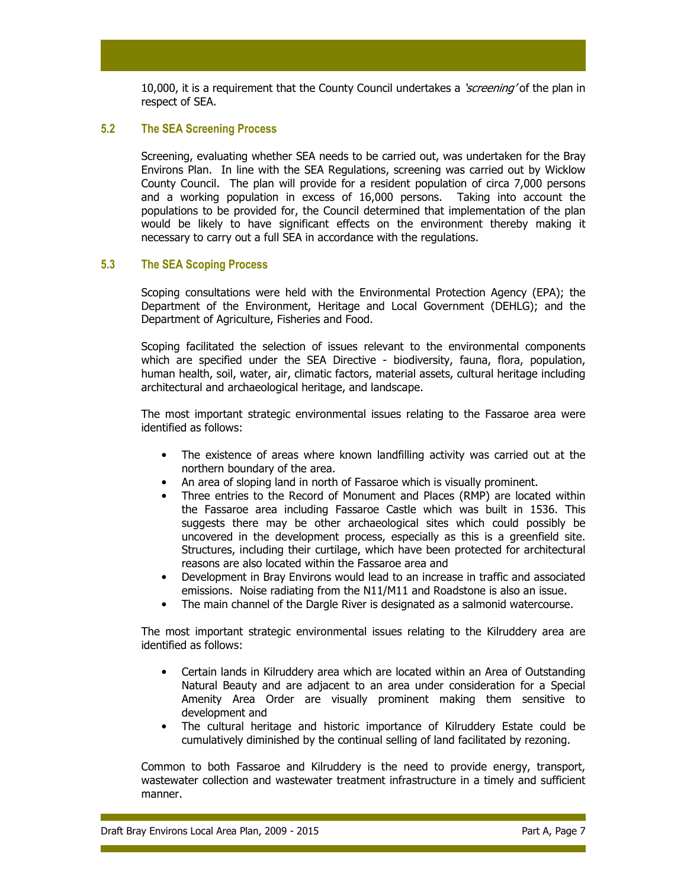10,000, it is a requirement that the County Council undertakes a *'screening'* of the plan in respect of SEA.

### 5.2 The SEA Screening Process

Screening, evaluating whether SEA needs to be carried out, was undertaken for the Bray Environs Plan. In line with the SEA Regulations, screening was carried out by Wicklow County Council. The plan will provide for a resident population of circa 7,000 persons and a working population in excess of 16,000 persons. Taking into account the populations to be provided for, the Council determined that implementation of the plan would be likely to have significant effects on the environment thereby making it necessary to carry out a full SEA in accordance with the regulations.

### 5.3 The SEA Scoping Process

Scoping consultations were held with the Environmental Protection Agency (EPA); the Department of the Environment, Heritage and Local Government (DEHLG); and the Department of Agriculture, Fisheries and Food.

Scoping facilitated the selection of issues relevant to the environmental components which are specified under the SEA Directive - biodiversity, fauna, flora, population, human health, soil, water, air, climatic factors, material assets, cultural heritage including architectural and archaeological heritage, and landscape.

The most important strategic environmental issues relating to the Fassaroe area were identified as follows:

- The existence of areas where known landfilling activity was carried out at the northern boundary of the area.
- An area of sloping land in north of Fassaroe which is visually prominent.
- Three entries to the Record of Monument and Places (RMP) are located within the Fassaroe area including Fassaroe Castle which was built in 1536. This suggests there may be other archaeological sites which could possibly be uncovered in the development process, especially as this is a greenfield site. Structures, including their curtilage, which have been protected for architectural reasons are also located within the Fassaroe area and
- Development in Bray Environs would lead to an increase in traffic and associated emissions. Noise radiating from the N11/M11 and Roadstone is also an issue.
- The main channel of the Dargle River is designated as a salmonid watercourse.

The most important strategic environmental issues relating to the Kilruddery area are identified as follows:

- Certain lands in Kilruddery area which are located within an Area of Outstanding Natural Beauty and are adjacent to an area under consideration for a Special Amenity Area Order are visually prominent making them sensitive to development and
- The cultural heritage and historic importance of Kilruddery Estate could be cumulatively diminished by the continual selling of land facilitated by rezoning.

Common to both Fassaroe and Kilruddery is the need to provide energy, transport, wastewater collection and wastewater treatment infrastructure in a timely and sufficient manner.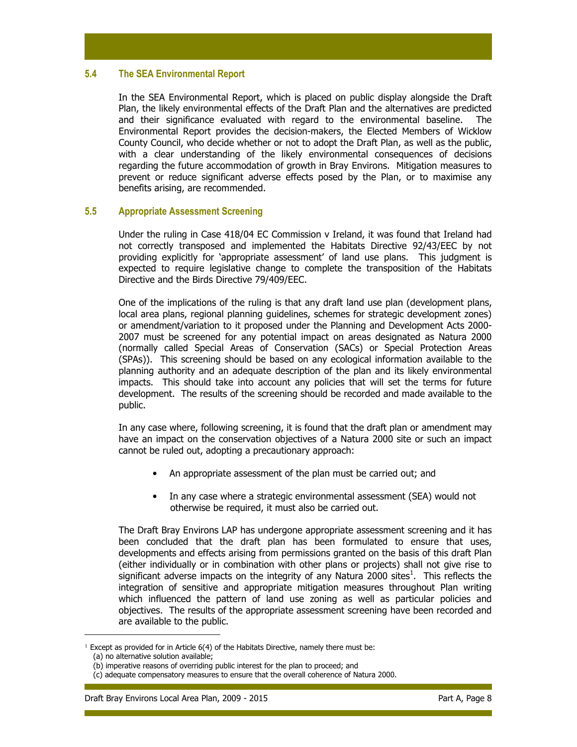### 5.4 The SEA Environmental Report

In the SEA Environmental Report, which is placed on public display alongside the Draft Plan, the likely environmental effects of the Draft Plan and the alternatives are predicted and their significance evaluated with regard to the environmental baseline. The Environmental Report provides the decision-makers, the Elected Members of Wicklow County Council, who decide whether or not to adopt the Draft Plan, as well as the public, with a clear understanding of the likely environmental consequences of decisions regarding the future accommodation of growth in Bray Environs. Mitigation measures to prevent or reduce significant adverse effects posed by the Plan, or to maximise any benefits arising, are recommended.

### 5.5 Appropriate Assessment Screening

Under the ruling in Case 418/04 EC Commission v Ireland, it was found that Ireland had not correctly transposed and implemented the Habitats Directive 92/43/EEC by not providing explicitly for 'appropriate assessment' of land use plans. This judgment is expected to require legislative change to complete the transposition of the Habitats Directive and the Birds Directive 79/409/EEC.

One of the implications of the ruling is that any draft land use plan (development plans, local area plans, regional planning guidelines, schemes for strategic development zones) or amendment/variation to it proposed under the Planning and Development Acts 2000-2007 must be screened for any potential impact on areas designated as Natura 2000 (normally called Special Areas of Conservation (SACs) or Special Protection Areas (SPAs)). This screening should be based on any ecological information available to the planning authority and an adequate description of the plan and its likely environmental impacts. This should take into account any policies that will set the terms for future development. The results of the screening should be recorded and made available to the public.

In any case where, following screening, it is found that the draft plan or amendment may have an impact on the conservation objectives of a Natura 2000 site or such an impact cannot be ruled out, adopting a precautionary approach:

- An appropriate assessment of the plan must be carried out; and
- In any case where a strategic environmental assessment (SEA) would not otherwise be required, it must also be carried out.

The Draft Bray Environs LAP has undergone appropriate assessment screening and it has been concluded that the draft plan has been formulated to ensure that uses, developments and effects arising from permissions granted on the basis of this draft Plan (either individually or in combination with other plans or projects) shall not give rise to significant adverse impacts on the integrity of any Natura 2000 sites[1]. This reflects the integration of sensitive and appropriate mitigation measures throughout Plan writing which influenced the pattern of land use zoning as well as particular policies and objectives. The results of the appropriate assessment screening have been recorded and are available to the public.

---

[1] Except as provided for in Article 6(4) of the Habitats Directive, namely there must be:
(a) no alternative solution available;
(b) imperative reasons of overriding public interest for the plan to proceed; and
(c) adequate compensatory measures to ensure that the overall coherence of Natura 2000.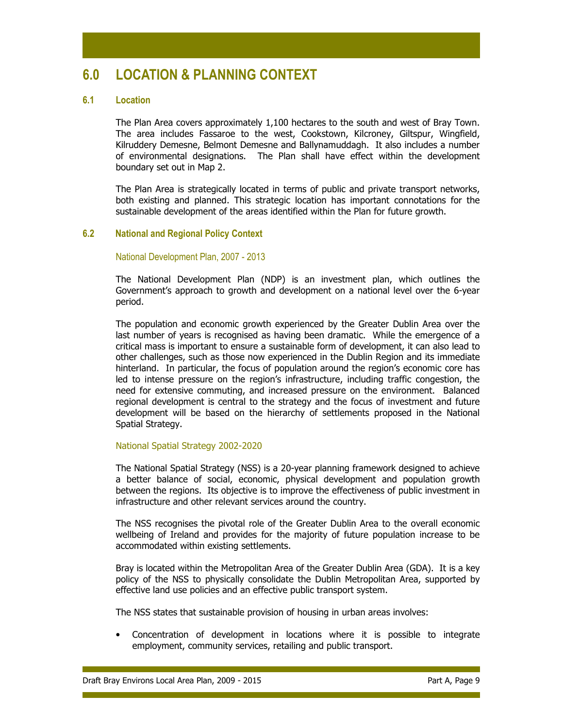# 6.0 LOCATION & PLANNING CONTEXT

## 6.1 Location

The Plan Area covers approximately 1,100 hectares to the south and west of Bray Town. The area includes Fassaroe to the west, Cookstown, Kilcroney, Giltspur, Wingfield, Kilruddery Demesne, Belmont Demesne and Ballynamuddagh. It also includes a number of environmental designations. The Plan shall have effect within the development boundary set out in Map 2.

The Plan Area is strategically located in terms of public and private transport networks, both existing and planned. This strategic location has important connotations for the sustainable development of the areas identified within the Plan for future growth.

## 6.2 National and Regional Policy Context

### National Development Plan, 2007 - 2013

The National Development Plan (NDP) is an investment plan, which outlines the Government's approach to growth and development on a national level over the 6-year period.

The population and economic growth experienced by the Greater Dublin Area over the last number of years is recognised as having been dramatic. While the emergence of a critical mass is important to ensure a sustainable form of development, it can also lead to other challenges, such as those now experienced in the Dublin Region and its immediate hinterland. In particular, the focus of population around the region's economic core has led to intense pressure on the region's infrastructure, including traffic congestion, the need for extensive commuting, and increased pressure on the environment. Balanced regional development is central to the strategy and the focus of investment and future development will be based on the hierarchy of settlements proposed in the National Spatial Strategy.

### National Spatial Strategy 2002-2020

The National Spatial Strategy (NSS) is a 20-year planning framework designed to achieve a better balance of social, economic, physical development and population growth between the regions. Its objective is to improve the effectiveness of public investment in infrastructure and other relevant services around the country.

The NSS recognises the pivotal role of the Greater Dublin Area to the overall economic wellbeing of Ireland and provides for the majority of future population increase to be accommodated within existing settlements.

Bray is located within the Metropolitan Area of the Greater Dublin Area (GDA). It is a key policy of the NSS to physically consolidate the Dublin Metropolitan Area, supported by effective land use policies and an effective public transport system.

The NSS states that sustainable provision of housing in urban areas involves:

- Concentration of development in locations where it is possible to integrate employment, community services, retailing and public transport.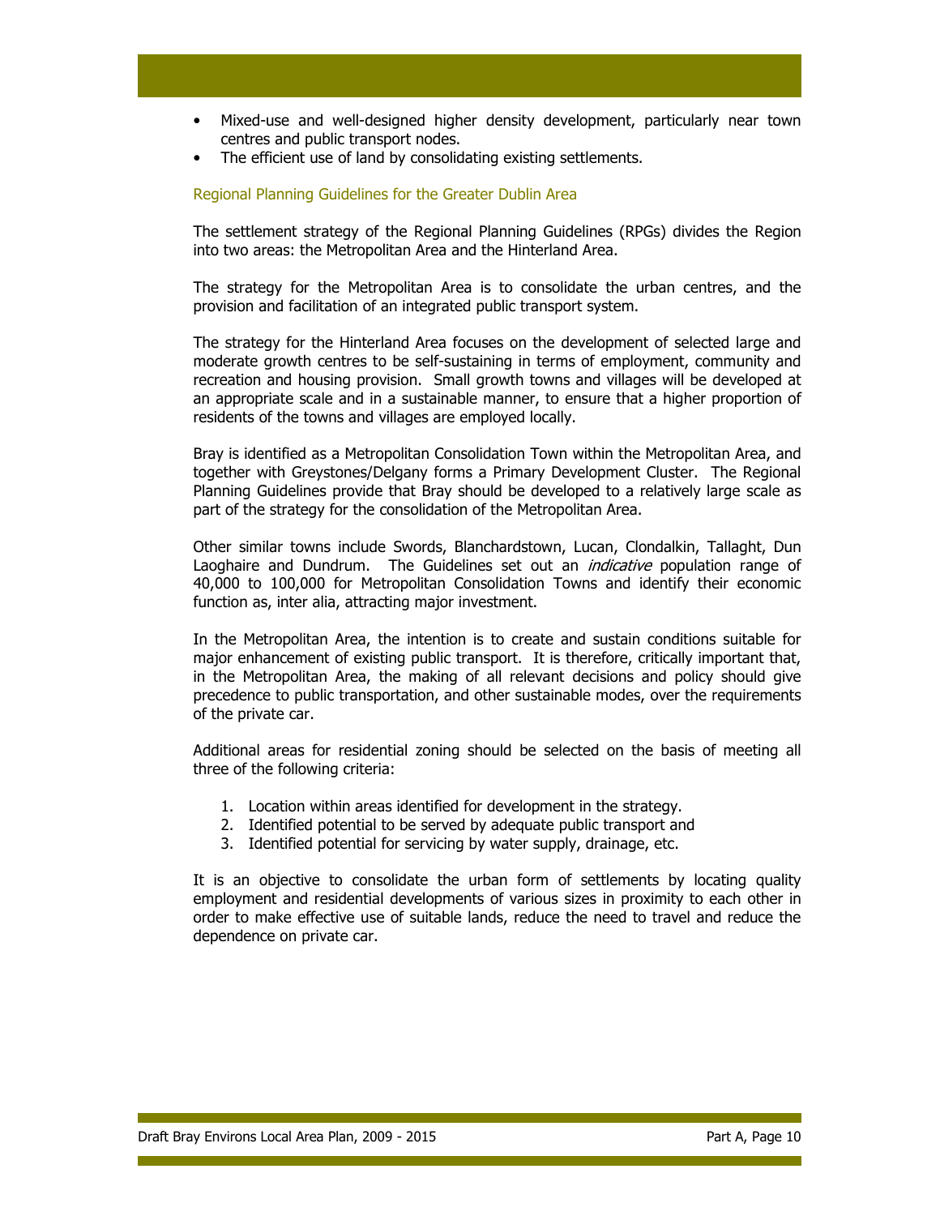- Mixed-use and well-designed higher density development, particularly near town centres and public transport nodes.
- The efficient use of land by consolidating existing settlements.

### Regional Planning Guidelines for the Greater Dublin Area

The settlement strategy of the Regional Planning Guidelines (RPGs) divides the Region into two areas: the Metropolitan Area and the Hinterland Area.

The strategy for the Metropolitan Area is to consolidate the urban centres, and the provision and facilitation of an integrated public transport system.

The strategy for the Hinterland Area focuses on the development of selected large and moderate growth centres to be self-sustaining in terms of employment, community and recreation and housing provision. Small growth towns and villages will be developed at an appropriate scale and in a sustainable manner, to ensure that a higher proportion of residents of the towns and villages are employed locally.

Bray is identified as a Metropolitan Consolidation Town within the Metropolitan Area, and together with Greystones/Delgany forms a Primary Development Cluster. The Regional Planning Guidelines provide that Bray should be developed to a relatively large scale as part of the strategy for the consolidation of the Metropolitan Area.

Other similar towns include Swords, Blanchardstown, Lucan, Clondalkin, Tallaght, Dun Laoghaire and Dundrum. The Guidelines set out an *indicative* population range of 40,000 to 100,000 for Metropolitan Consolidation Towns and identify their economic function as, inter alia, attracting major investment.

In the Metropolitan Area, the intention is to create and sustain conditions suitable for major enhancement of existing public transport. It is therefore, critically important that, in the Metropolitan Area, the making of all relevant decisions and policy should give precedence to public transportation, and other sustainable modes, over the requirements of the private car.

Additional areas for residential zoning should be selected on the basis of meeting all three of the following criteria:

1. Location within areas identified for development in the strategy.
2. Identified potential to be served by adequate public transport and
3. Identified potential for servicing by water supply, drainage, etc.

It is an objective to consolidate the urban form of settlements by locating quality employment and residential developments of various sizes in proximity to each other in order to make effective use of suitable lands, reduce the need to travel and reduce the dependence on private car.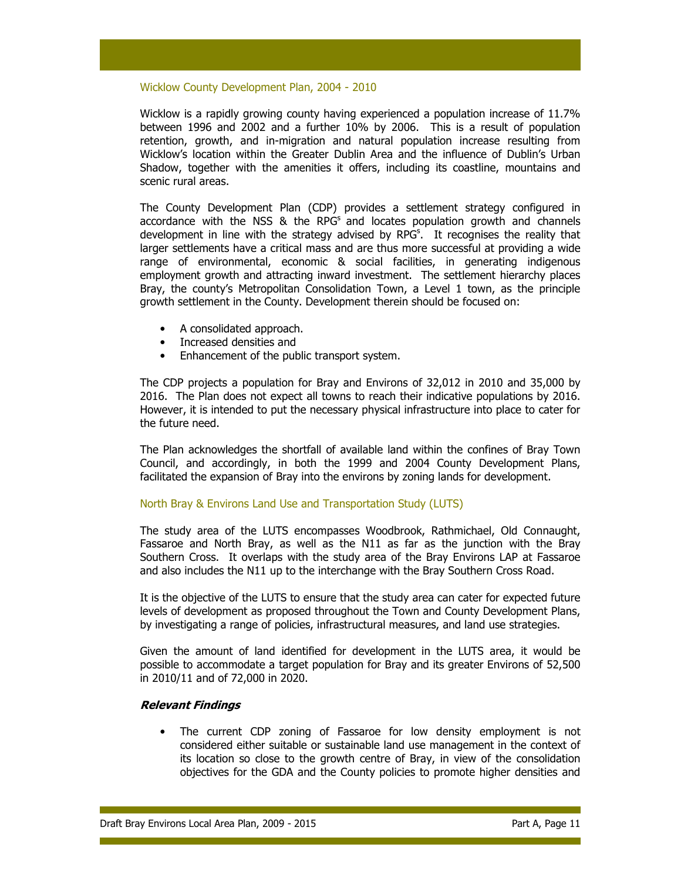## Wicklow County Development Plan, 2004 - 2010

Wicklow is a rapidly growing county having experienced a population increase of 11.7% between 1996 and 2002 and a further 10% by 2006. This is a result of population retention, growth, and in-migration and natural population increase resulting from Wicklow's location within the Greater Dublin Area and the influence of Dublin's Urban Shadow, together with the amenities it offers, including its coastline, mountains and scenic rural areas.

The County Development Plan (CDP) provides a settlement strategy configured in accordance with the NSS & the RPG[s] and locates population growth and channels development in line with the strategy advised by RPG[s]. It recognises the reality that larger settlements have a critical mass and are thus more successful at providing a wide range of environmental, economic & social facilities, in generating indigenous employment growth and attracting inward investment. The settlement hierarchy places Bray, the county's Metropolitan Consolidation Town, a Level 1 town, as the principle growth settlement in the County. Development therein should be focused on:

- A consolidated approach.
- Increased densities and
- Enhancement of the public transport system.

The CDP projects a population for Bray and Environs of 32,012 in 2010 and 35,000 by 2016. The Plan does not expect all towns to reach their indicative populations by 2016. However, it is intended to put the necessary physical infrastructure into place to cater for the future need.

The Plan acknowledges the shortfall of available land within the confines of Bray Town Council, and accordingly, in both the 1999 and 2004 County Development Plans, facilitated the expansion of Bray into the environs by zoning lands for development.

## North Bray & Environs Land Use and Transportation Study (LUTS)

The study area of the LUTS encompasses Woodbrook, Rathmichael, Old Connaught, Fassaroe and North Bray, as well as the N11 as far as the junction with the Bray Southern Cross. It overlaps with the study area of the Bray Environs LAP at Fassaroe and also includes the N11 up to the interchange with the Bray Southern Cross Road.

It is the objective of the LUTS to ensure that the study area can cater for expected future levels of development as proposed throughout the Town and County Development Plans, by investigating a range of policies, infrastructural measures, and land use strategies.

Given the amount of land identified for development in the LUTS area, it would be possible to accommodate a target population for Bray and its greater Environs of 52,500 in 2010/11 and of 72,000 in 2020.

### *Relevant Findings*

- The current CDP zoning of Fassaroe for low density employment is not considered either suitable or sustainable land use management in the context of its location so close to the growth centre of Bray, in view of the consolidation objectives for the GDA and the County policies to promote higher densities and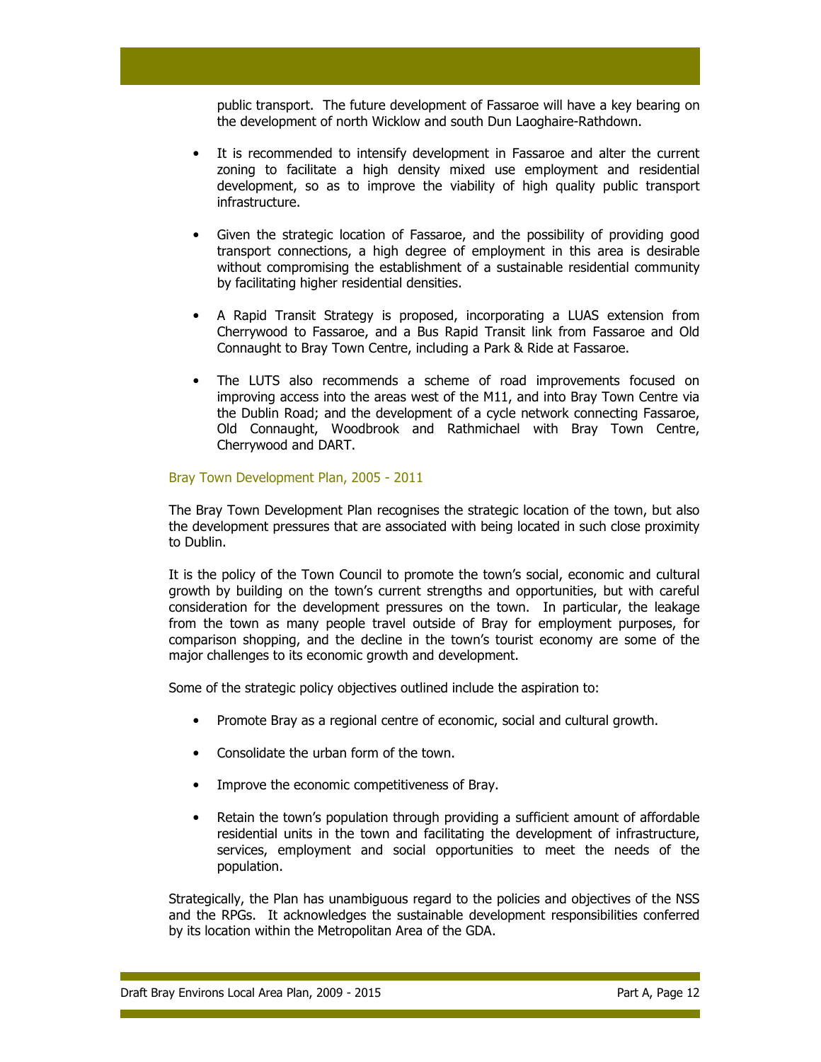public transport. The future development of Fassaroe will have a key bearing on the development of north Wicklow and south Dun Laoghaire-Rathdown.

- It is recommended to intensify development in Fassaroe and alter the current zoning to facilitate a high density mixed use employment and residential development, so as to improve the viability of high quality public transport infrastructure.
- Given the strategic location of Fassaroe, and the possibility of providing good transport connections, a high degree of employment in this area is desirable without compromising the establishment of a sustainable residential community by facilitating higher residential densities.
- A Rapid Transit Strategy is proposed, incorporating a LUAS extension from Cherrywood to Fassaroe, and a Bus Rapid Transit link from Fassaroe and Old Connaught to Bray Town Centre, including a Park & Ride at Fassaroe.
- The LUTS also recommends a scheme of road improvements focused on improving access into the areas west of the M11, and into Bray Town Centre via the Dublin Road; and the development of a cycle network connecting Fassaroe, Old Connaught, Woodbrook and Rathmichael with Bray Town Centre, Cherrywood and DART.

### Bray Town Development Plan, 2005 - 2011

The Bray Town Development Plan recognises the strategic location of the town, but also the development pressures that are associated with being located in such close proximity to Dublin.

It is the policy of the Town Council to promote the town's social, economic and cultural growth by building on the town's current strengths and opportunities, but with careful consideration for the development pressures on the town. In particular, the leakage from the town as many people travel outside of Bray for employment purposes, for comparison shopping, and the decline in the town's tourist economy are some of the major challenges to its economic growth and development.

Some of the strategic policy objectives outlined include the aspiration to:

- Promote Bray as a regional centre of economic, social and cultural growth.
- Consolidate the urban form of the town.
- Improve the economic competitiveness of Bray.
- Retain the town's population through providing a sufficient amount of affordable residential units in the town and facilitating the development of infrastructure, services, employment and social opportunities to meet the needs of the population.

Strategically, the Plan has unambiguous regard to the policies and objectives of the NSS and the RPGs. It acknowledges the sustainable development responsibilities conferred by its location within the Metropolitan Area of the GDA.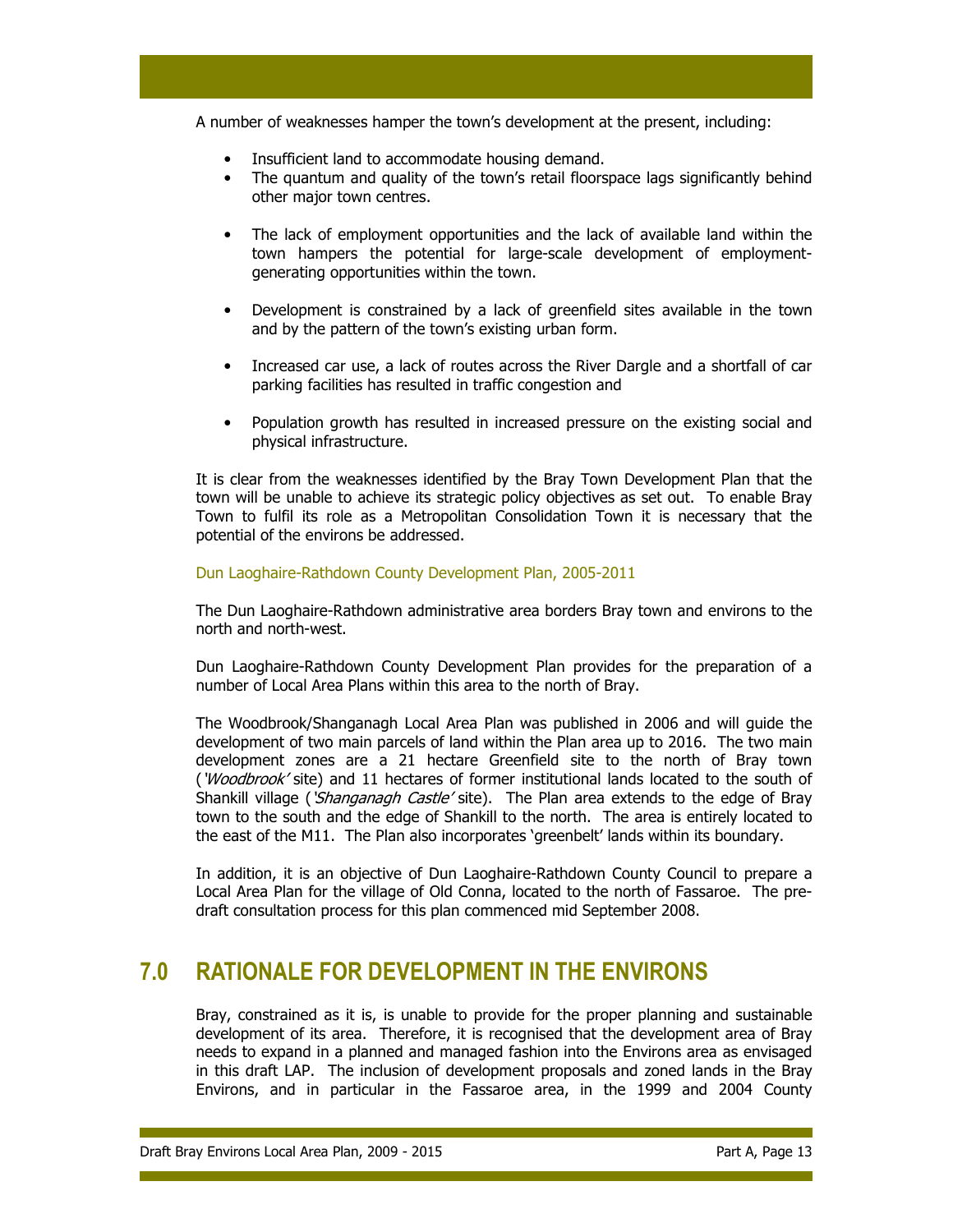A number of weaknesses hamper the town's development at the present, including:

- Insufficient land to accommodate housing demand.
- The quantum and quality of the town's retail floorspace lags significantly behind other major town centres.
- The lack of employment opportunities and the lack of available land within the town hampers the potential for large-scale development of employment-generating opportunities within the town.
- Development is constrained by a lack of greenfield sites available in the town and by the pattern of the town's existing urban form.
- Increased car use, a lack of routes across the River Dargle and a shortfall of car parking facilities has resulted in traffic congestion and
- Population growth has resulted in increased pressure on the existing social and physical infrastructure.

It is clear from the weaknesses identified by the Bray Town Development Plan that the town will be unable to achieve its strategic policy objectives as set out. To enable Bray Town to fulfil its role as a Metropolitan Consolidation Town it is necessary that the potential of the environs be addressed.

### Dun Laoghaire-Rathdown County Development Plan, 2005-2011

The Dun Laoghaire-Rathdown administrative area borders Bray town and environs to the north and north-west.

Dun Laoghaire-Rathdown County Development Plan provides for the preparation of a number of Local Area Plans within this area to the north of Bray.

The Woodbrook/Shanganagh Local Area Plan was published in 2006 and will guide the development of two main parcels of land within the Plan area up to 2016. The two main development zones are a 21 hectare Greenfield site to the north of Bray town (*'Woodbrook'* site) and 11 hectares of former institutional lands located to the south of Shankill village (*'Shanganagh Castle'* site). The Plan area extends to the edge of Bray town to the south and the edge of Shankill to the north. The area is entirely located to the east of the M11. The Plan also incorporates 'greenbelt' lands within its boundary.

In addition, it is an objective of Dun Laoghaire-Rathdown County Council to prepare a Local Area Plan for the village of Old Conna, located to the north of Fassaroe. The pre-draft consultation process for this plan commenced mid September 2008.

## 7.0 RATIONALE FOR DEVELOPMENT IN THE ENVIRONS

Bray, constrained as it is, is unable to provide for the proper planning and sustainable development of its area. Therefore, it is recognised that the development area of Bray needs to expand in a planned and managed fashion into the Environs area as envisaged in this draft LAP. The inclusion of development proposals and zoned lands in the Bray Environs, and in particular in the Fassaroe area, in the 1999 and 2004 County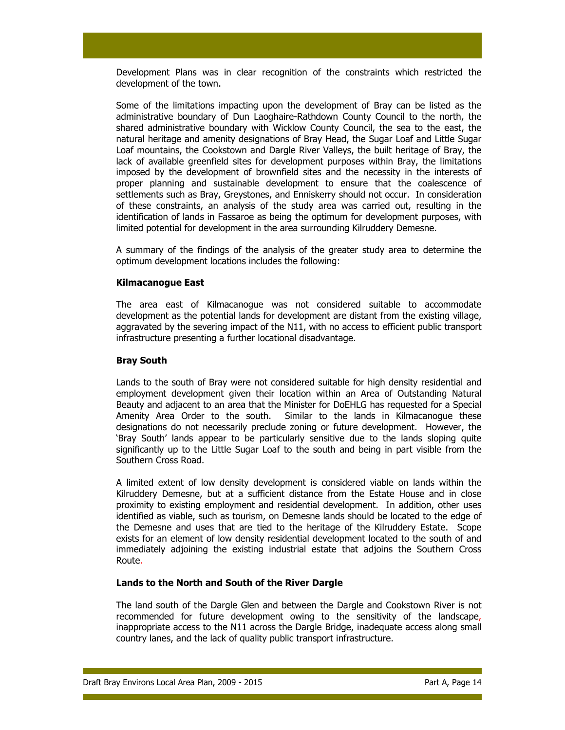Development Plans was in clear recognition of the constraints which restricted the development of the town.

Some of the limitations impacting upon the development of Bray can be listed as the administrative boundary of Dun Laoghaire-Rathdown County Council to the north, the shared administrative boundary with Wicklow County Council, the sea to the east, the natural heritage and amenity designations of Bray Head, the Sugar Loaf and Little Sugar Loaf mountains, the Cookstown and Dargle River Valleys, the built heritage of Bray, the lack of available greenfield sites for development purposes within Bray, the limitations imposed by the development of brownfield sites and the necessity in the interests of proper planning and sustainable development to ensure that the coalescence of settlements such as Bray, Greystones, and Enniskerry should not occur. In consideration of these constraints, an analysis of the study area was carried out, resulting in the identification of lands in Fassaroe as being the optimum for development purposes, with limited potential for development in the area surrounding Kilruddery Demesne.

A summary of the findings of the analysis of the greater study area to determine the optimum development locations includes the following:

**Kilmacanogue East**

The area east of Kilmacanogue was not considered suitable to accommodate development as the potential lands for development are distant from the existing village, aggravated by the severing impact of the N11, with no access to efficient public transport infrastructure presenting a further locational disadvantage.

**Bray South**

Lands to the south of Bray were not considered suitable for high density residential and employment development given their location within an Area of Outstanding Natural Beauty and adjacent to an area that the Minister for DoEHLG has requested for a Special Amenity Area Order to the south. Similar to the lands in Kilmacanogue these designations do not necessarily preclude zoning or future development. However, the 'Bray South' lands appear to be particularly sensitive due to the lands sloping quite significantly up to the Little Sugar Loaf to the south and being in part visible from the Southern Cross Road.

A limited extent of low density development is considered viable on lands within the Kilruddery Demesne, but at a sufficient distance from the Estate House and in close proximity to existing employment and residential development. In addition, other uses identified as viable, such as tourism, on Demesne lands should be located to the edge of the Demesne and uses that are tied to the heritage of the Kilruddery Estate. Scope exists for an element of low density residential development located to the south of and immediately adjoining the existing industrial estate that adjoins the Southern Cross Route.

**Lands to the North and South of the River Dargle**

The land south of the Dargle Glen and between the Dargle and Cookstown River is not recommended for future development owing to the sensitivity of the landscape, inappropriate access to the N11 across the Dargle Bridge, inadequate access along small country lanes, and the lack of quality public transport infrastructure.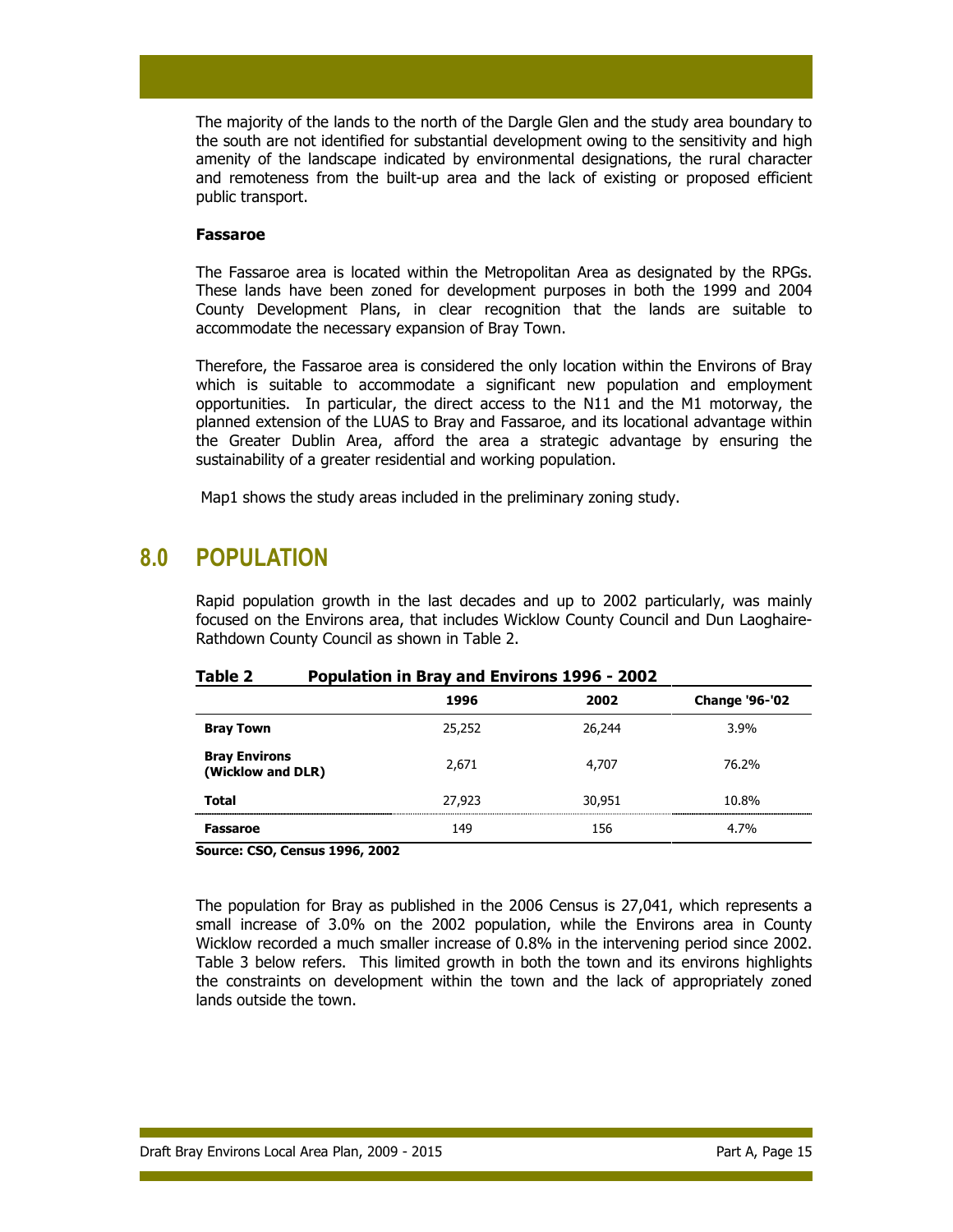The majority of the lands to the north of the Dargle Glen and the study area boundary to the south are not identified for substantial development owing to the sensitivity and high amenity of the landscape indicated by environmental designations, the rural character and remoteness from the built-up area and the lack of existing or proposed efficient public transport.

**Fassaroe**

The Fassaroe area is located within the Metropolitan Area as designated by the RPGs. These lands have been zoned for development purposes in both the 1999 and 2004 County Development Plans, in clear recognition that the lands are suitable to accommodate the necessary expansion of Bray Town.

Therefore, the Fassaroe area is considered the only location within the Environs of Bray which is suitable to accommodate a significant new population and employment opportunities. In particular, the direct access to the N11 and the M1 motorway, the planned extension of the LUAS to Bray and Fassaroe, and its locational advantage within the Greater Dublin Area, afford the area a strategic advantage by ensuring the sustainability of a greater residential and working population.

Map1 shows the study areas included in the preliminary zoning study.

# 8.0 POPULATION

Rapid population growth in the last decades and up to 2002 particularly, was mainly focused on the Environs area, that includes Wicklow County Council and Dun Laoghaire-Rathdown County Council as shown in Table 2.

**Table 2 Population in Bray and Environs 1996 - 2002**

| | 1996 | 2002 | Change '96-'02 |
|---|---|---|---|
| **Bray Town** | 25,252 | 26,244 | 3.9% |
| **Bray Environs (Wicklow and DLR)** | 2,671 | 4,707 | 76.2% |
| **Total** | 27,923 | 30,951 | 10.8% |
| **Fassaroe** | 149 | 156 | 4.7% |

**Source: CSO, Census 1996, 2002**

The population for Bray as published in the 2006 Census is 27,041, which represents a small increase of 3.0% on the 2002 population, while the Environs area in County Wicklow recorded a much smaller increase of 0.8% in the intervening period since 2002. Table 3 below refers. This limited growth in both the town and its environs highlights the constraints on development within the town and the lack of appropriately zoned lands outside the town.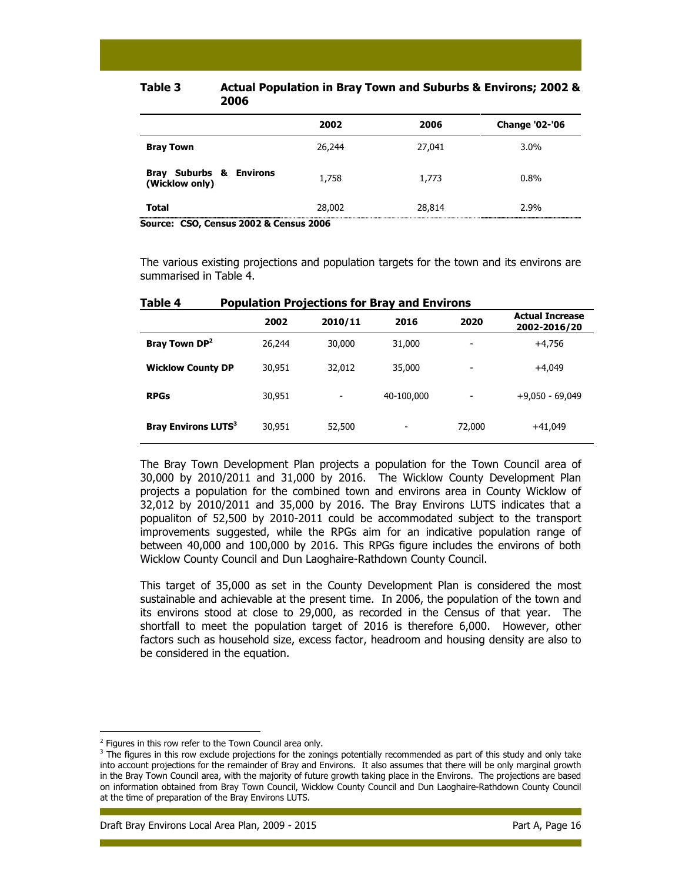**Table 3 Actual Population in Bray Town and Suburbs & Environs; 2002 & 2006**

| | 2002 | 2006 | Change '02-'06 |
|---|---|---|---|
| **Bray Town** | 26,244 | 27,041 | 3.0% |
| **Bray Suburbs & Environs (Wicklow only)** | 1,758 | 1,773 | 0.8% |
| **Total** | 28,002 | 28,814 | 2.9% |

**Source: CSO, Census 2002 & Census 2006**

The various existing projections and population targets for the town and its environs are summarised in Table 4.

**Table 4 Population Projections for Bray and Environs**

| | 2002 | 2010/11 | 2016 | 2020 | Actual Increase 2002-2016/20 |
|---|---|---|---|---|---|
| **Bray Town DP**[2] | 26,244 | 30,000 | 31,000 | - | +4,756 |
| **Wicklow County DP** | 30,951 | 32,012 | 35,000 | - | +4,049 |
| **RPGs** | 30,951 | - | 40-100,000 | - | +9,050 - 69,049 |
| **Bray Environs LUTS**[3] | 30,951 | 52,500 | - | 72,000 | +41,049 |

The Bray Town Development Plan projects a population for the Town Council area of 30,000 by 2010/2011 and 31,000 by 2016. The Wicklow County Development Plan projects a population for the combined town and environs area in County Wicklow of 32,012 by 2010/2011 and 35,000 by 2016. The Bray Environs LUTS indicates that a popualiton of 52,500 by 2010-2011 could be accommodated subject to the transport improvements suggested, while the RPGs aim for an indicative population range of between 40,000 and 100,000 by 2016. This RPGs figure includes the environs of both Wicklow County Council and Dun Laoghaire-Rathdown County Council.

This target of 35,000 as set in the County Development Plan is considered the most sustainable and achievable at the present time. In 2006, the population of the town and its environs stood at close to 29,000, as recorded in the Census of that year. The shortfall to meet the population target of 2016 is therefore 6,000. However, other factors such as household size, excess factor, headroom and housing density are also to be considered in the equation.

---

[2] Figures in this row refer to the Town Council area only.

[3] The figures in this row exclude projections for the zonings potentially recommended as part of this study and only take into account projections for the remainder of Bray and Environs. It also assumes that there will be only marginal growth in the Bray Town Council area, with the majority of future growth taking place in the Environs. The projections are based on information obtained from Bray Town Council, Wicklow County Council and Dun Laoghaire-Rathdown County Council at the time of preparation of the Bray Environs LUTS.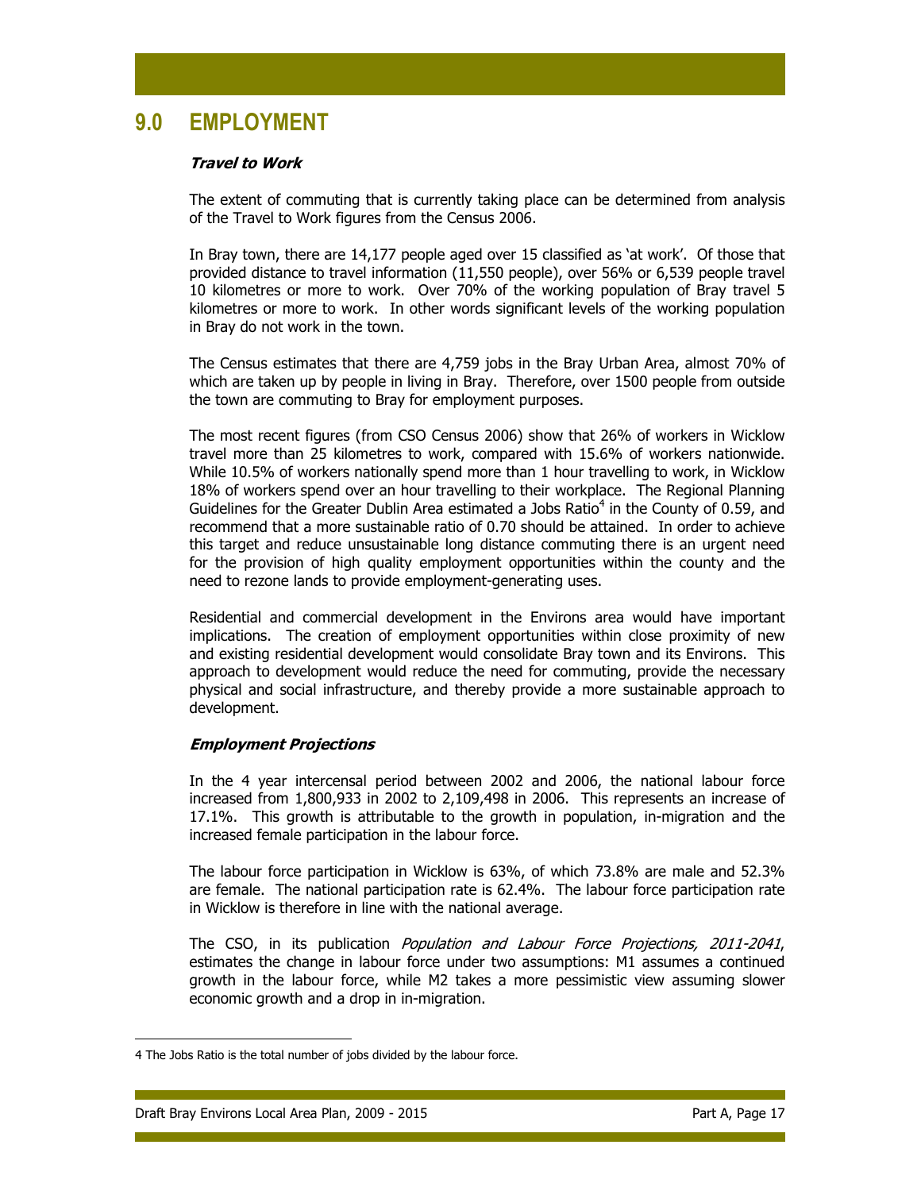# 9.0 EMPLOYMENT

***Travel to Work***

The extent of commuting that is currently taking place can be determined from analysis of the Travel to Work figures from the Census 2006.

In Bray town, there are 14,177 people aged over 15 classified as 'at work'. Of those that provided distance to travel information (11,550 people), over 56% or 6,539 people travel 10 kilometres or more to work. Over 70% of the working population of Bray travel 5 kilometres or more to work. In other words significant levels of the working population in Bray do not work in the town.

The Census estimates that there are 4,759 jobs in the Bray Urban Area, almost 70% of which are taken up by people in living in Bray. Therefore, over 1500 people from outside the town are commuting to Bray for employment purposes.

The most recent figures (from CSO Census 2006) show that 26% of workers in Wicklow travel more than 25 kilometres to work, compared with 15.6% of workers nationwide. While 10.5% of workers nationally spend more than 1 hour travelling to work, in Wicklow 18% of workers spend over an hour travelling to their workplace. The Regional Planning Guidelines for the Greater Dublin Area estimated a Jobs Ratio[4] in the County of 0.59, and recommend that a more sustainable ratio of 0.70 should be attained. In order to achieve this target and reduce unsustainable long distance commuting there is an urgent need for the provision of high quality employment opportunities within the county and the need to rezone lands to provide employment-generating uses.

Residential and commercial development in the Environs area would have important implications. The creation of employment opportunities within close proximity of new and existing residential development would consolidate Bray town and its Environs. This approach to development would reduce the need for commuting, provide the necessary physical and social infrastructure, and thereby provide a more sustainable approach to development.

***Employment Projections***

In the 4 year intercensal period between 2002 and 2006, the national labour force increased from 1,800,933 in 2002 to 2,109,498 in 2006. This represents an increase of 17.1%. This growth is attributable to the growth in population, in-migration and the increased female participation in the labour force.

The labour force participation in Wicklow is 63%, of which 73.8% are male and 52.3% are female. The national participation rate is 62.4%. The labour force participation rate in Wicklow is therefore in line with the national average.

The CSO, in its publication *Population and Labour Force Projections, 2011-2041*, estimates the change in labour force under two assumptions: M1 assumes a continued growth in the labour force, while M2 takes a more pessimistic view assuming slower economic growth and a drop in in-migration.

---

4 The Jobs Ratio is the total number of jobs divided by the labour force.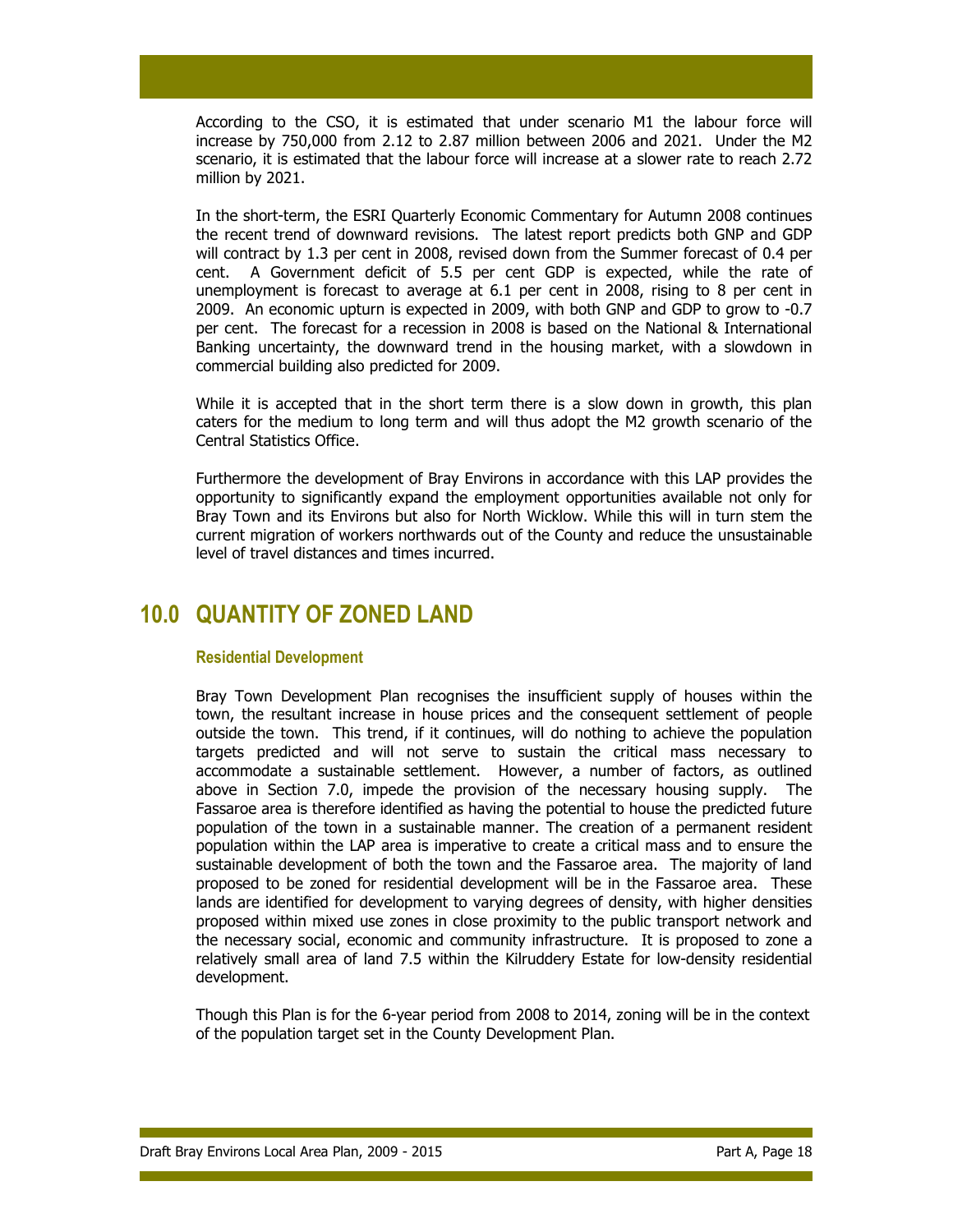According to the CSO, it is estimated that under scenario M1 the labour force will increase by 750,000 from 2.12 to 2.87 million between 2006 and 2021. Under the M2 scenario, it is estimated that the labour force will increase at a slower rate to reach 2.72 million by 2021.

In the short-term, the ESRI Quarterly Economic Commentary for Autumn 2008 continues the recent trend of downward revisions. The latest report predicts both GNP and GDP will contract by 1.3 per cent in 2008, revised down from the Summer forecast of 0.4 per cent. A Government deficit of 5.5 per cent GDP is expected, while the rate of unemployment is forecast to average at 6.1 per cent in 2008, rising to 8 per cent in 2009. An economic upturn is expected in 2009, with both GNP and GDP to grow to -0.7 per cent. The forecast for a recession in 2008 is based on the National & International Banking uncertainty, the downward trend in the housing market, with a slowdown in commercial building also predicted for 2009.

While it is accepted that in the short term there is a slow down in growth, this plan caters for the medium to long term and will thus adopt the M2 growth scenario of the Central Statistics Office.

Furthermore the development of Bray Environs in accordance with this LAP provides the opportunity to significantly expand the employment opportunities available not only for Bray Town and its Environs but also for North Wicklow. While this will in turn stem the current migration of workers northwards out of the County and reduce the unsustainable level of travel distances and times incurred.

# 10.0 QUANTITY OF ZONED LAND

### Residential Development

Bray Town Development Plan recognises the insufficient supply of houses within the town, the resultant increase in house prices and the consequent settlement of people outside the town. This trend, if it continues, will do nothing to achieve the population targets predicted and will not serve to sustain the critical mass necessary to accommodate a sustainable settlement. However, a number of factors, as outlined above in Section 7.0, impede the provision of the necessary housing supply. The Fassaroe area is therefore identified as having the potential to house the predicted future population of the town in a sustainable manner. The creation of a permanent resident population within the LAP area is imperative to create a critical mass and to ensure the sustainable development of both the town and the Fassaroe area. The majority of land proposed to be zoned for residential development will be in the Fassaroe area. These lands are identified for development to varying degrees of density, with higher densities proposed within mixed use zones in close proximity to the public transport network and the necessary social, economic and community infrastructure. It is proposed to zone a relatively small area of land 7.5 within the Kilruddery Estate for low-density residential development.

Though this Plan is for the 6-year period from 2008 to 2014, zoning will be in the context of the population target set in the County Development Plan.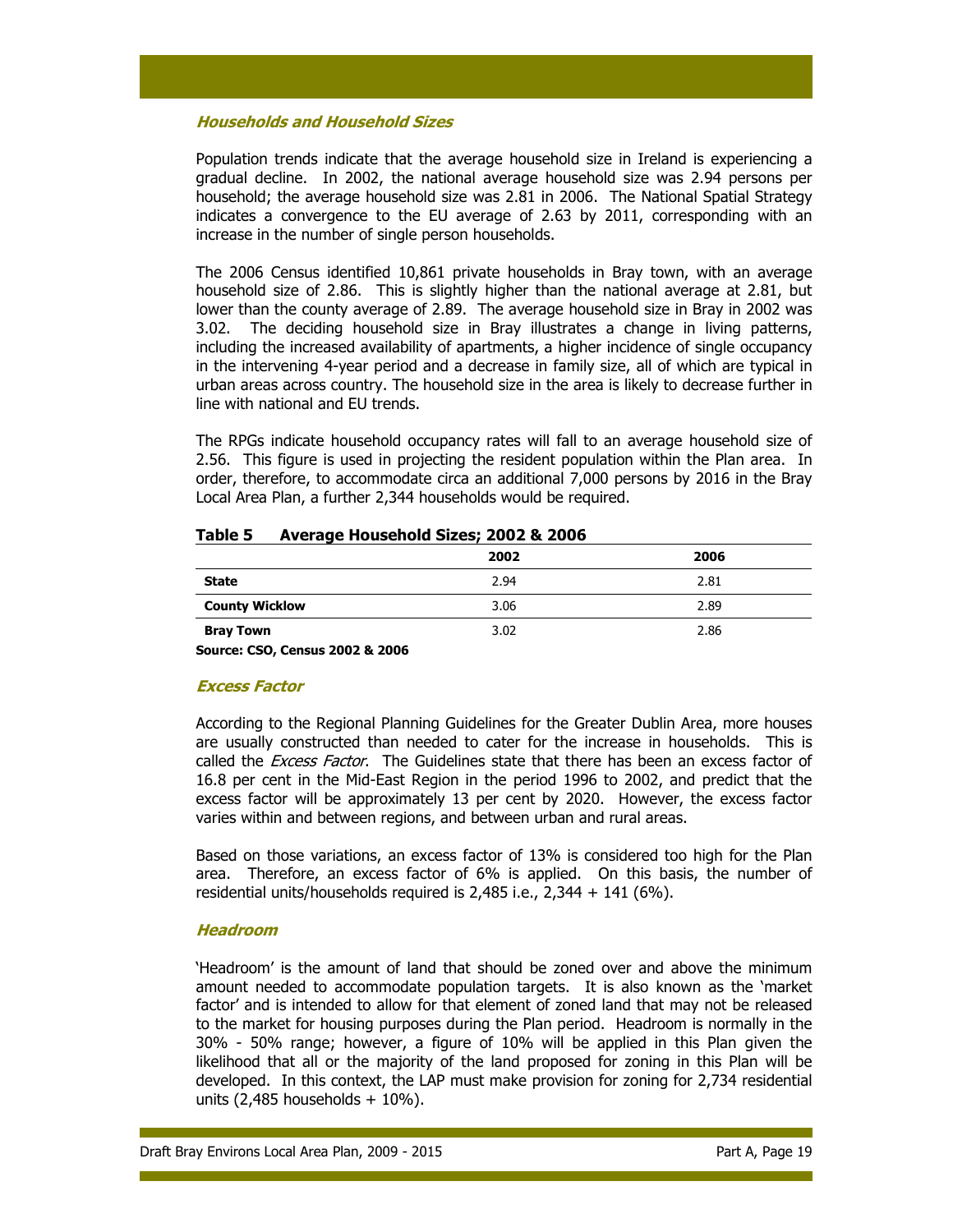### *Households and Household Sizes*

Population trends indicate that the average household size in Ireland is experiencing a gradual decline. In 2002, the national average household size was 2.94 persons per household; the average household size was 2.81 in 2006. The National Spatial Strategy indicates a convergence to the EU average of 2.63 by 2011, corresponding with an increase in the number of single person households.

The 2006 Census identified 10,861 private households in Bray town, with an average household size of 2.86. This is slightly higher than the national average at 2.81, but lower than the county average of 2.89. The average household size in Bray in 2002 was 3.02. The deciding household size in Bray illustrates a change in living patterns, including the increased availability of apartments, a higher incidence of single occupancy in the intervening 4-year period and a decrease in family size, all of which are typical in urban areas across country. The household size in the area is likely to decrease further in line with national and EU trends.

The RPGs indicate household occupancy rates will fall to an average household size of 2.56. This figure is used in projecting the resident population within the Plan area. In order, therefore, to accommodate circa an additional 7,000 persons by 2016 in the Bray Local Area Plan, a further 2,344 households would be required.

**Table 5 Average Household Sizes; 2002 & 2006**

| | 2002 | 2006 |
|---|---|---|
| **State** | 2.94 | 2.81 |
| **County Wicklow** | 3.06 | 2.89 |
| **Bray Town** | 3.02 | 2.86 |

**Source: CSO, Census 2002 & 2006**

### *Excess Factor*

According to the Regional Planning Guidelines for the Greater Dublin Area, more houses are usually constructed than needed to cater for the increase in households. This is called the *Excess Factor*. The Guidelines state that there has been an excess factor of 16.8 per cent in the Mid-East Region in the period 1996 to 2002, and predict that the excess factor will be approximately 13 per cent by 2020. However, the excess factor varies within and between regions, and between urban and rural areas.

Based on those variations, an excess factor of 13% is considered too high for the Plan area. Therefore, an excess factor of 6% is applied. On this basis, the number of residential units/households required is 2,485 i.e., 2,344 + 141 (6%).

### *Headroom*

'Headroom' is the amount of land that should be zoned over and above the minimum amount needed to accommodate population targets. It is also known as the 'market factor' and is intended to allow for that element of zoned land that may not be released to the market for housing purposes during the Plan period. Headroom is normally in the 30% - 50% range; however, a figure of 10% will be applied in this Plan given the likelihood that all or the majority of the land proposed for zoning in this Plan will be developed. In this context, the LAP must make provision for zoning for 2,734 residential units (2,485 households + 10%).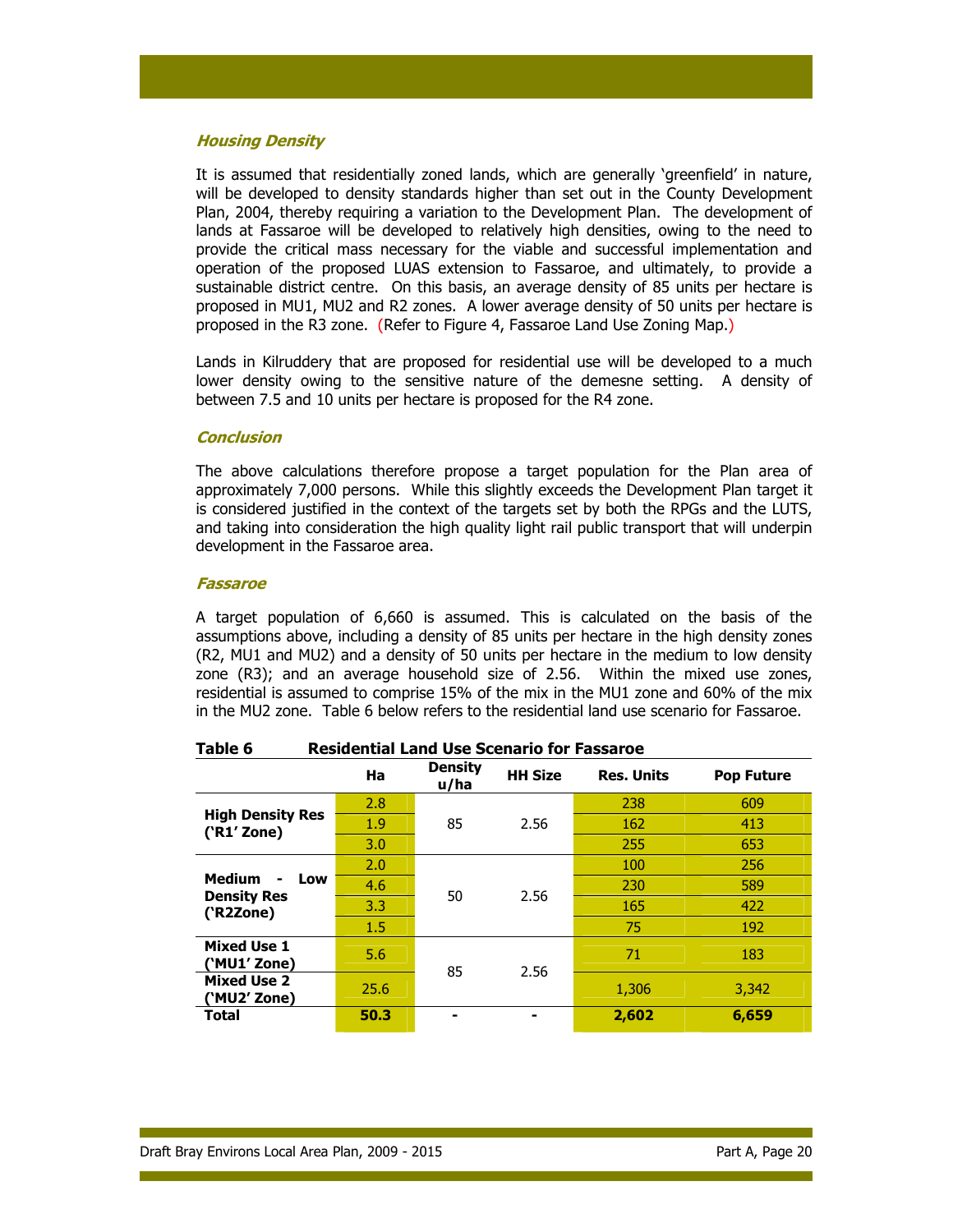### *Housing Density*

It is assumed that residentially zoned lands, which are generally 'greenfield' in nature, will be developed to density standards higher than set out in the County Development Plan, 2004, thereby requiring a variation to the Development Plan. The development of lands at Fassaroe will be developed to relatively high densities, owing to the need to provide the critical mass necessary for the viable and successful implementation and operation of the proposed LUAS extension to Fassaroe, and ultimately, to provide a sustainable district centre. On this basis, an average density of 85 units per hectare is proposed in MU1, MU2 and R2 zones. A lower average density of 50 units per hectare is proposed in the R3 zone. (Refer to Figure 4, Fassaroe Land Use Zoning Map.)

Lands in Kilruddery that are proposed for residential use will be developed to a much lower density owing to the sensitive nature of the demesne setting. A density of between 7.5 and 10 units per hectare is proposed for the R4 zone.

### *Conclusion*

The above calculations therefore propose a target population for the Plan area of approximately 7,000 persons. While this slightly exceeds the Development Plan target it is considered justified in the context of the targets set by both the RPGs and the LUTS, and taking into consideration the high quality light rail public transport that will underpin development in the Fassaroe area.

### *Fassaroe*

A target population of 6,660 is assumed. This is calculated on the basis of the assumptions above, including a density of 85 units per hectare in the high density zones (R2, MU1 and MU2) and a density of 50 units per hectare in the medium to low density zone (R3); and an average household size of 2.56. Within the mixed use zones, residential is assumed to comprise 15% of the mix in the MU1 zone and 60% of the mix in the MU2 zone. Table 6 below refers to the residential land use scenario for Fassaroe.

**Table 6 Residential Land Use Scenario for Fassaroe**

| | Ha | Density u/ha | HH Size | Res. Units | Pop Future |
|---|---|---|---|---|---|
| **High Density Res ('R1' Zone)** | 2.8 | 85 | 2.56 | 238 | 609 |
| | 1.9 | | | 162 | 413 |
| | 3.0 | | | 255 | 653 |
| **Medium - Low Density Res ('R2Zone)** | 2.0 | 50 | 2.56 | 100 | 256 |
| | 4.6 | | | 230 | 589 |
| | 3.3 | | | 165 | 422 |
| | 1.5 | | | 75 | 192 |
| **Mixed Use 1 ('MU1' Zone)** | 5.6 | 85 | 2.56 | 71 | 183 |
| **Mixed Use 2 ('MU2' Zone)** | 25.6 | | | 1,306 | 3,342 |
| **Total** | **50.3** | **-** | **-** | **2,602** | **6,659** |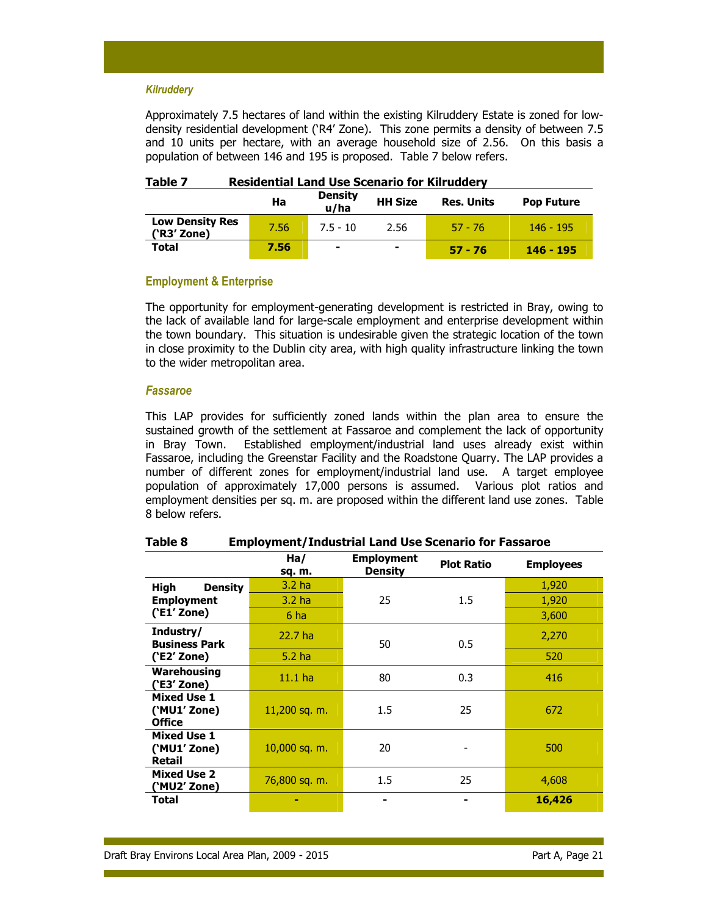### *Kilruddery*

Approximately 7.5 hectares of land within the existing Kilruddery Estate is zoned for low-density residential development ('R4' Zone). This zone permits a density of between 7.5 and 10 units per hectare, with an average household size of 2.56. On this basis a population of between 146 and 195 is proposed. Table 7 below refers.

**Table 7 Residential Land Use Scenario for Kilruddery**

| | Ha | Density u/ha | HH Size | Res. Units | Pop Future |
|---|---|---|---|---|---|
| **Low Density Res ('R3' Zone)** | 7.56 | 7.5 - 10 | 2.56 | 57 - 76 | 146 - 195 |
| **Total** | **7.56** | - | - | **57 - 76** | **146 - 195** |

### Employment & Enterprise

The opportunity for employment-generating development is restricted in Bray, owing to the lack of available land for large-scale employment and enterprise development within the town boundary. This situation is undesirable given the strategic location of the town in close proximity to the Dublin city area, with high quality infrastructure linking the town to the wider metropolitan area.

### *Fassaroe*

This LAP provides for sufficiently zoned lands within the plan area to ensure the sustained growth of the settlement at Fassaroe and complement the lack of opportunity in Bray Town. Established employment/industrial land uses already exist within Fassaroe, including the Greenstar Facility and the Roadstone Quarry. The LAP provides a number of different zones for employment/industrial land use. A target employee population of approximately 17,000 persons is assumed. Various plot ratios and employment densities per sq. m. are proposed within the different land use zones. Table 8 below refers.

**Table 8 Employment/Industrial Land Use Scenario for Fassaroe**

| | Ha/ sq. m. | Employment Density | Plot Ratio | Employees |
|---|---|---|---|---|
| **High Density Employment ('E1' Zone)** | 3.2 ha | 25 | 1.5 | 1,920 |
| | 3.2 ha | | | 1,920 |
| | 6 ha | | | 3,600 |
| **Industry/ Business Park ('E2' Zone)** | 22.7 ha | 50 | 0.5 | 2,270 |
| | 5.2 ha | | | 520 |
| **Warehousing ('E3' Zone)** | 11.1 ha | 80 | 0.3 | 416 |
| **Mixed Use 1 ('MU1' Zone) Office** | 11,200 sq. m. | 1.5 | 25 | 672 |
| **Mixed Use 1 ('MU1' Zone) Retail** | 10,000 sq. m. | 20 | - | 500 |
| **Mixed Use 2 ('MU2' Zone)** | 76,800 sq. m. | 1.5 | 25 | 4,608 |
| **Total** | - | - | - | **16,426** |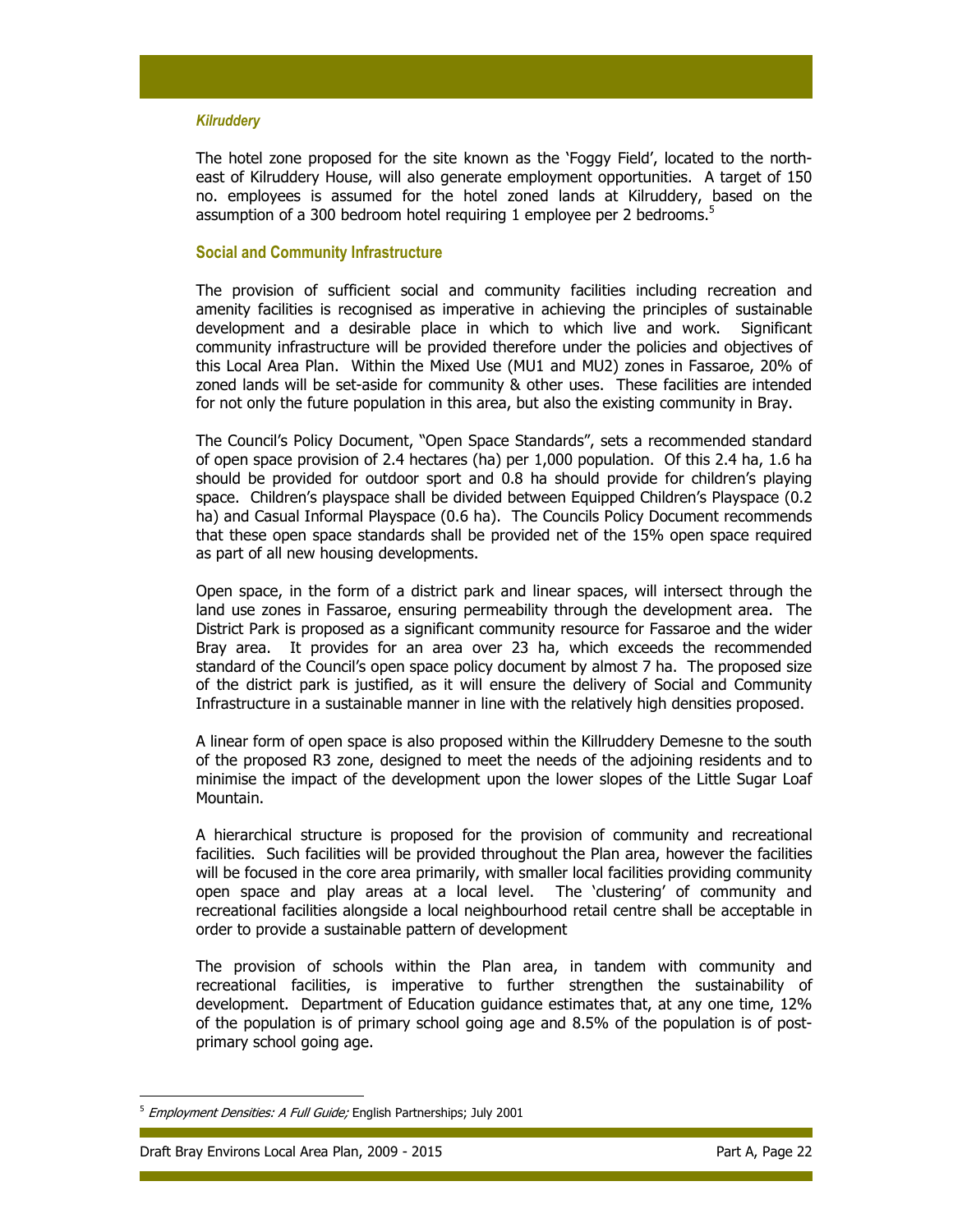*Kilruddery*

The hotel zone proposed for the site known as the 'Foggy Field', located to the north-east of Kilruddery House, will also generate employment opportunities. A target of 150 no. employees is assumed for the hotel zoned lands at Kilruddery, based on the assumption of a 300 bedroom hotel requiring 1 employee per 2 bedrooms.[5]

### Social and Community Infrastructure

The provision of sufficient social and community facilities including recreation and amenity facilities is recognised as imperative in achieving the principles of sustainable development and a desirable place in which to which live and work. Significant community infrastructure will be provided therefore under the policies and objectives of this Local Area Plan. Within the Mixed Use (MU1 and MU2) zones in Fassaroe, 20% of zoned lands will be set-aside for community & other uses. These facilities are intended for not only the future population in this area, but also the existing community in Bray.

The Council's Policy Document, "Open Space Standards", sets a recommended standard of open space provision of 2.4 hectares (ha) per 1,000 population. Of this 2.4 ha, 1.6 ha should be provided for outdoor sport and 0.8 ha should provide for children's playing space. Children's playspace shall be divided between Equipped Children's Playspace (0.2 ha) and Casual Informal Playspace (0.6 ha). The Councils Policy Document recommends that these open space standards shall be provided net of the 15% open space required as part of all new housing developments.

Open space, in the form of a district park and linear spaces, will intersect through the land use zones in Fassaroe, ensuring permeability through the development area. The District Park is proposed as a significant community resource for Fassaroe and the wider Bray area. It provides for an area over 23 ha, which exceeds the recommended standard of the Council's open space policy document by almost 7 ha. The proposed size of the district park is justified, as it will ensure the delivery of Social and Community Infrastructure in a sustainable manner in line with the relatively high densities proposed.

A linear form of open space is also proposed within the Killruddery Demesne to the south of the proposed R3 zone, designed to meet the needs of the adjoining residents and to minimise the impact of the development upon the lower slopes of the Little Sugar Loaf Mountain.

A hierarchical structure is proposed for the provision of community and recreational facilities. Such facilities will be provided throughout the Plan area, however the facilities will be focused in the core area primarily, with smaller local facilities providing community open space and play areas at a local level. The 'clustering' of community and recreational facilities alongside a local neighbourhood retail centre shall be acceptable in order to provide a sustainable pattern of development

The provision of schools within the Plan area, in tandem with community and recreational facilities, is imperative to further strengthen the sustainability of development. Department of Education guidance estimates that, at any one time, 12% of the population is of primary school going age and 8.5% of the population is of post-primary school going age.

---

[5] *Employment Densities: A Full Guide;* English Partnerships; July 2001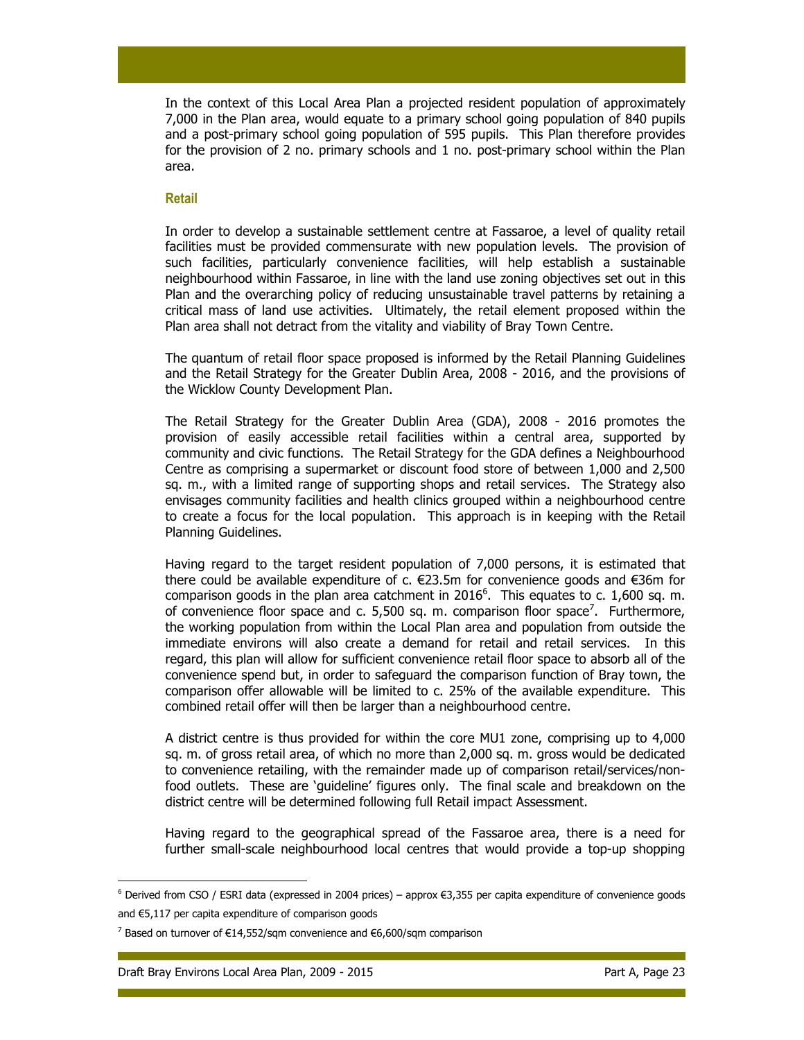In the context of this Local Area Plan a projected resident population of approximately 7,000 in the Plan area, would equate to a primary school going population of 840 pupils and a post-primary school going population of 595 pupils. This Plan therefore provides for the provision of 2 no. primary schools and 1 no. post-primary school within the Plan area.

### Retail

In order to develop a sustainable settlement centre at Fassaroe, a level of quality retail facilities must be provided commensurate with new population levels. The provision of such facilities, particularly convenience facilities, will help establish a sustainable neighbourhood within Fassaroe, in line with the land use zoning objectives set out in this Plan and the overarching policy of reducing unsustainable travel patterns by retaining a critical mass of land use activities. Ultimately, the retail element proposed within the Plan area shall not detract from the vitality and viability of Bray Town Centre.

The quantum of retail floor space proposed is informed by the Retail Planning Guidelines and the Retail Strategy for the Greater Dublin Area, 2008 - 2016, and the provisions of the Wicklow County Development Plan.

The Retail Strategy for the Greater Dublin Area (GDA), 2008 - 2016 promotes the provision of easily accessible retail facilities within a central area, supported by community and civic functions. The Retail Strategy for the GDA defines a Neighbourhood Centre as comprising a supermarket or discount food store of between 1,000 and 2,500 sq. m., with a limited range of supporting shops and retail services. The Strategy also envisages community facilities and health clinics grouped within a neighbourhood centre to create a focus for the local population. This approach is in keeping with the Retail Planning Guidelines.

Having regard to the target resident population of 7,000 persons, it is estimated that there could be available expenditure of c. €23.5m for convenience goods and €36m for comparison goods in the plan area catchment in 2016[6]. This equates to c. 1,600 sq. m. of convenience floor space and c. 5,500 sq. m. comparison floor space[7]. Furthermore, the working population from within the Local Plan area and population from outside the immediate environs will also create a demand for retail and retail services. In this regard, this plan will allow for sufficient convenience retail floor space to absorb all of the convenience spend but, in order to safeguard the comparison function of Bray town, the comparison offer allowable will be limited to c. 25% of the available expenditure. This combined retail offer will then be larger than a neighbourhood centre.

A district centre is thus provided for within the core MU1 zone, comprising up to 4,000 sq. m. of gross retail area, of which no more than 2,000 sq. m. gross would be dedicated to convenience retailing, with the remainder made up of comparison retail/services/non-food outlets. These are 'guideline' figures only. The final scale and breakdown on the district centre will be determined following full Retail impact Assessment.

Having regard to the geographical spread of the Fassaroe area, there is a need for further small-scale neighbourhood local centres that would provide a top-up shopping

---

[6] Derived from CSO / ESRI data (expressed in 2004 prices) – approx €3,355 per capita expenditure of convenience goods and €5,117 per capita expenditure of comparison goods

[7] Based on turnover of €14,552/sqm convenience and €6,600/sqm comparison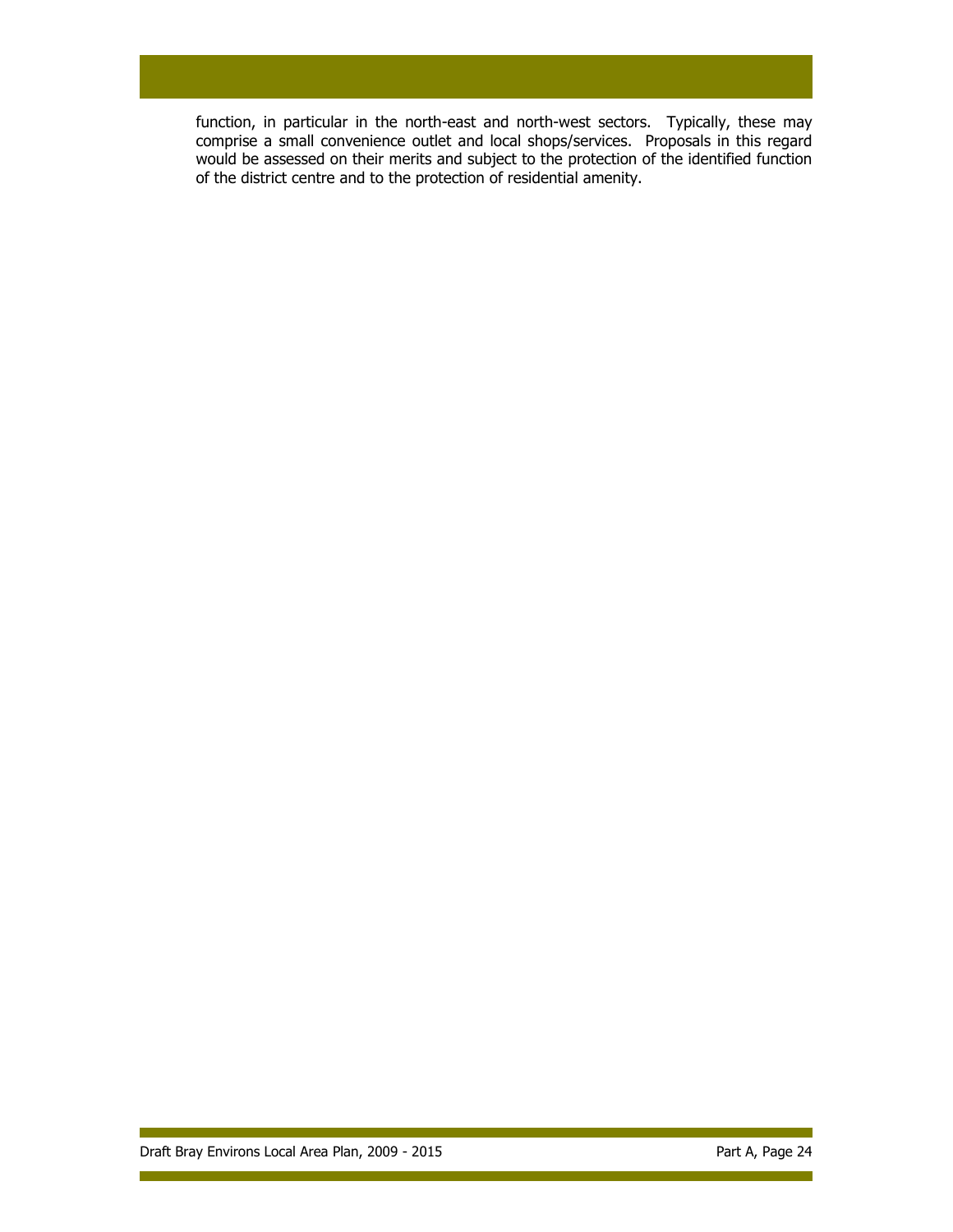function, in particular in the north-east and north-west sectors. Typically, these may comprise a small convenience outlet and local shops/services. Proposals in this regard would be assessed on their merits and subject to the protection of the identified function of the district centre and to the protection of residential amenity.